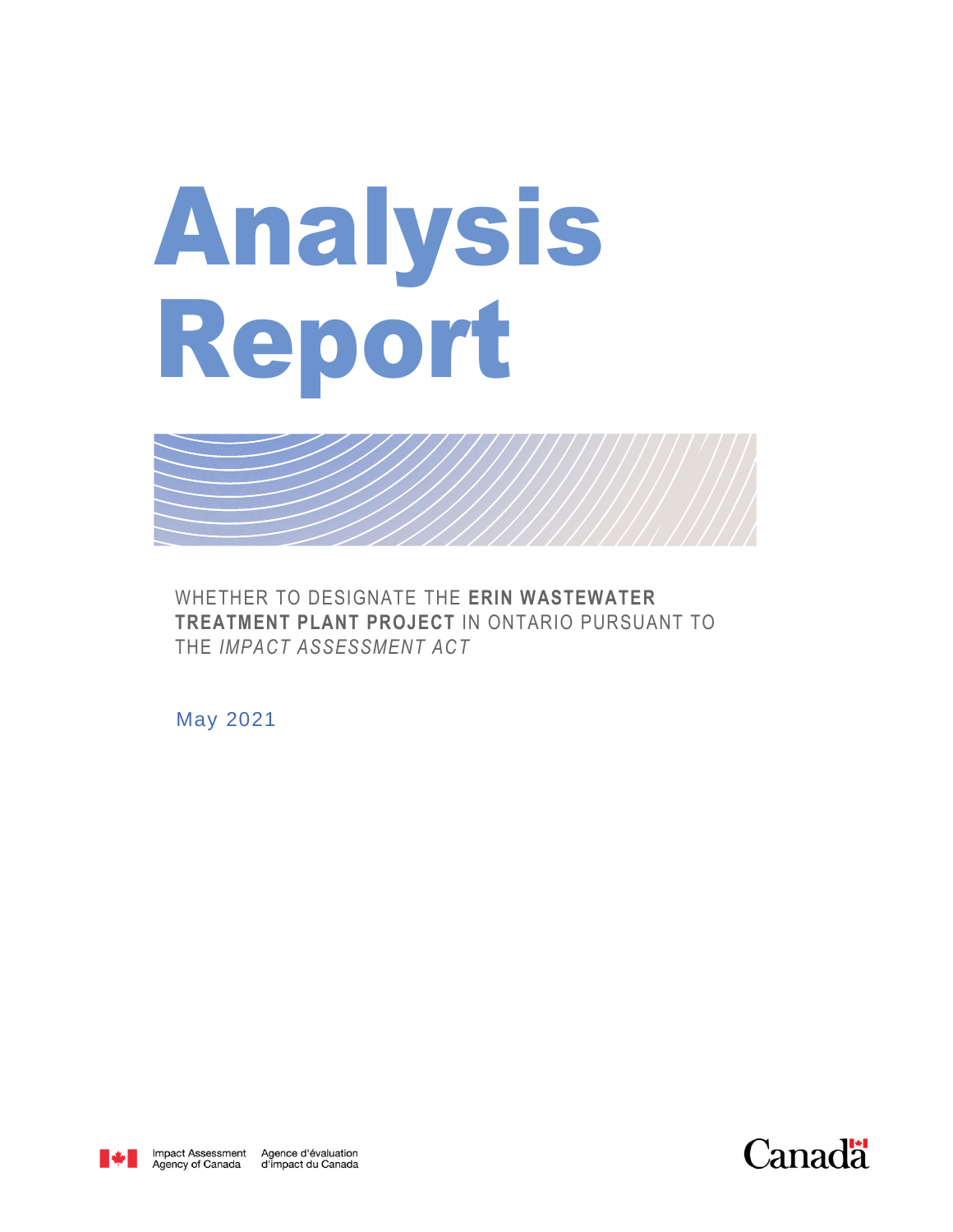# Analysis Report

WHETHER TO DESIGNATE THE **ERIN WASTEWATER TREATMENT PLANT PROJECT** IN ONTARIO PURSUANT TO THE *IMPACT ASSESSMENT ACT*

May 2021

Impact Assessment Agency of Canada    Agence d'évaluation d'impact du Canada

Canada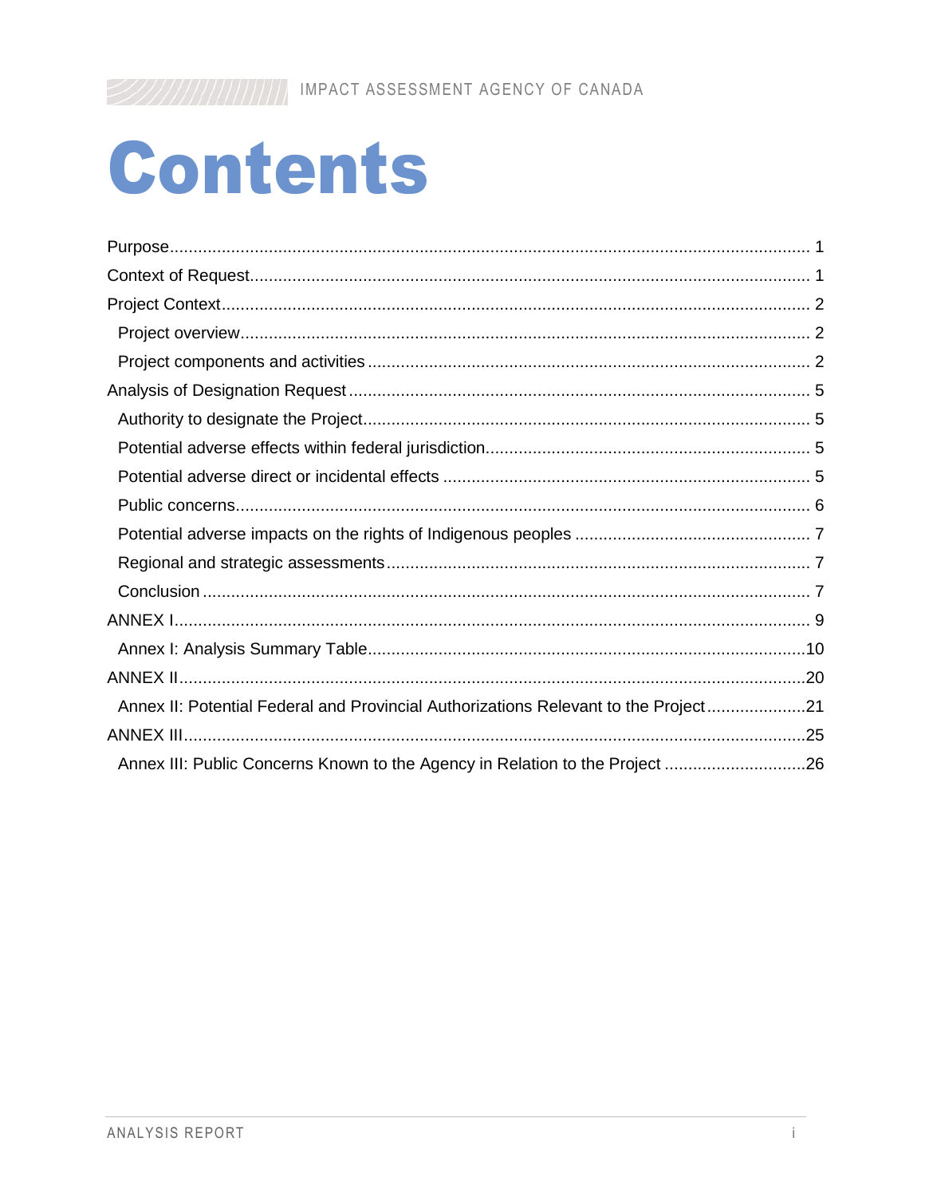# Contents

- Purpose ........ 1
- Context of Request ........ 1
- Project Context ........ 2
  - Project overview ........ 2
  - Project components and activities ........ 2
- Analysis of Designation Request ........ 5
  - Authority to designate the Project ........ 5
  - Potential adverse effects within federal jurisdiction ........ 5
  - Potential adverse direct or incidental effects ........ 5
  - Public concerns ........ 6
  - Potential adverse impacts on the rights of Indigenous peoples ........ 7
  - Regional and strategic assessments ........ 7
  - Conclusion ........ 7
- ANNEX I ........ 9
  - Annex I: Analysis Summary Table ........ 10
- ANNEX II ........ 20
  - Annex II: Potential Federal and Provincial Authorizations Relevant to the Project ........ 21
- ANNEX III ........ 25
  - Annex III: Public Concerns Known to the Agency in Relation to the Project ........ 26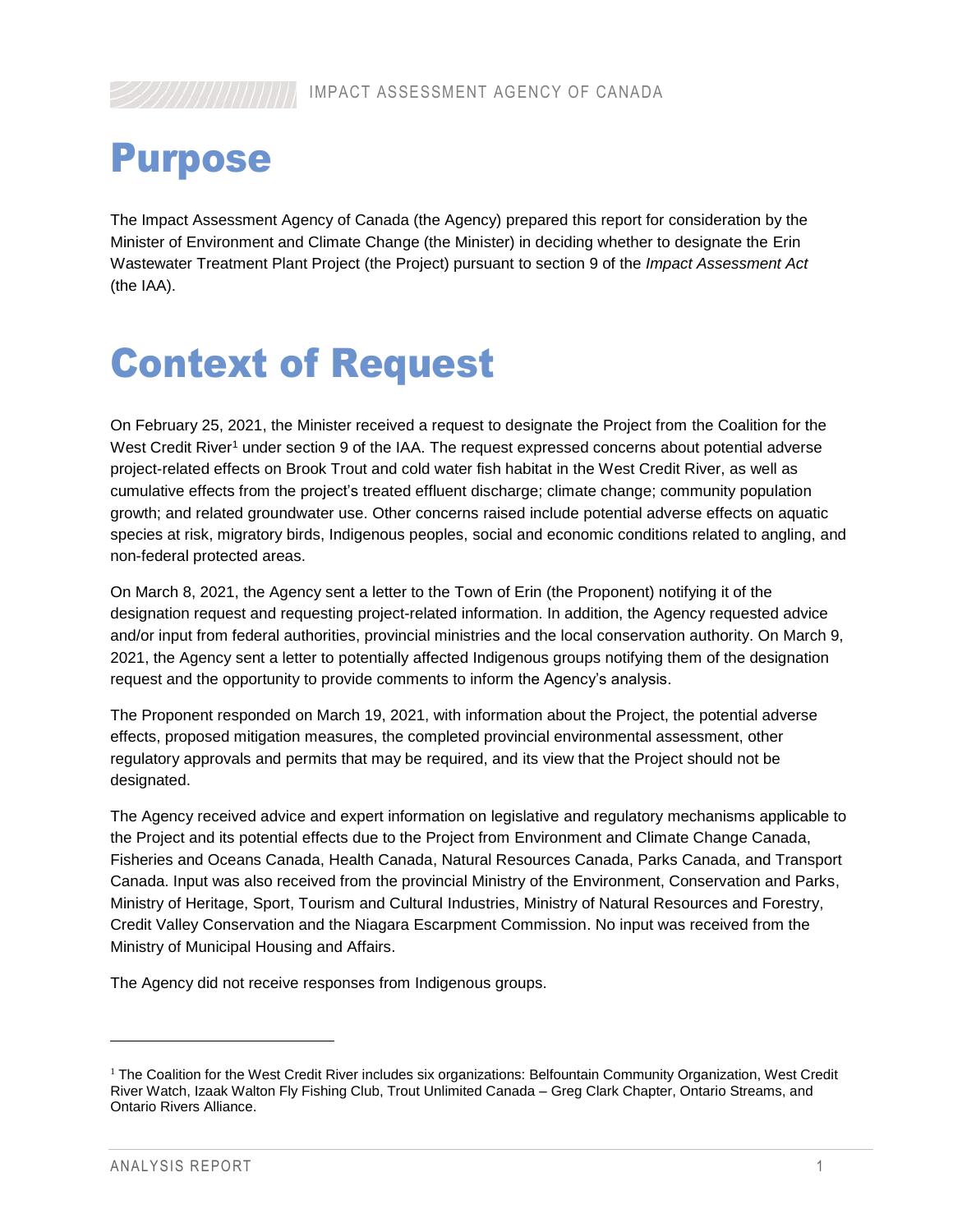# Purpose

The Impact Assessment Agency of Canada (the Agency) prepared this report for consideration by the Minister of Environment and Climate Change (the Minister) in deciding whether to designate the Erin Wastewater Treatment Plant Project (the Project) pursuant to section 9 of the *Impact Assessment Act* (the IAA).

# Context of Request

On February 25, 2021, the Minister received a request to designate the Project from the Coalition for the West Credit River[1] under section 9 of the IAA. The request expressed concerns about potential adverse project-related effects on Brook Trout and cold water fish habitat in the West Credit River, as well as cumulative effects from the project's treated effluent discharge; climate change; community population growth; and related groundwater use. Other concerns raised include potential adverse effects on aquatic species at risk, migratory birds, Indigenous peoples, social and economic conditions related to angling, and non-federal protected areas.

On March 8, 2021, the Agency sent a letter to the Town of Erin (the Proponent) notifying it of the designation request and requesting project-related information. In addition, the Agency requested advice and/or input from federal authorities, provincial ministries and the local conservation authority. On March 9, 2021, the Agency sent a letter to potentially affected Indigenous groups notifying them of the designation request and the opportunity to provide comments to inform the Agency's analysis.

The Proponent responded on March 19, 2021, with information about the Project, the potential adverse effects, proposed mitigation measures, the completed provincial environmental assessment, other regulatory approvals and permits that may be required, and its view that the Project should not be designated.

The Agency received advice and expert information on legislative and regulatory mechanisms applicable to the Project and its potential effects due to the Project from Environment and Climate Change Canada, Fisheries and Oceans Canada, Health Canada, Natural Resources Canada, Parks Canada, and Transport Canada. Input was also received from the provincial Ministry of the Environment, Conservation and Parks, Ministry of Heritage, Sport, Tourism and Cultural Industries, Ministry of Natural Resources and Forestry, Credit Valley Conservation and the Niagara Escarpment Commission. No input was received from the Ministry of Municipal Housing and Affairs.

The Agency did not receive responses from Indigenous groups.

---

[1] The Coalition for the West Credit River includes six organizations: Belfountain Community Organization, West Credit River Watch, Izaak Walton Fly Fishing Club, Trout Unlimited Canada – Greg Clark Chapter, Ontario Streams, and Ontario Rivers Alliance.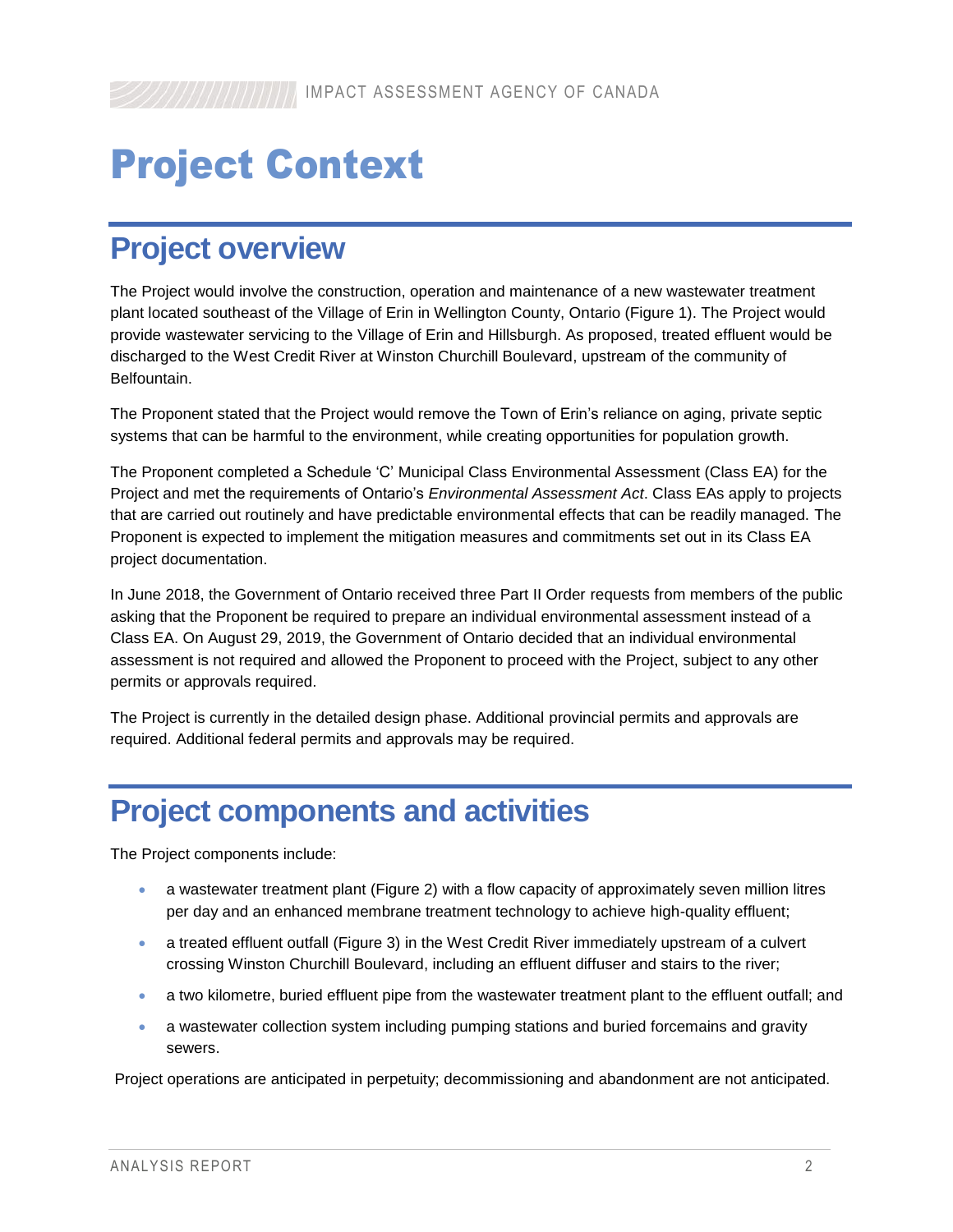# Project Context

## Project overview

The Project would involve the construction, operation and maintenance of a new wastewater treatment plant located southeast of the Village of Erin in Wellington County, Ontario (Figure 1). The Project would provide wastewater servicing to the Village of Erin and Hillsburgh. As proposed, treated effluent would be discharged to the West Credit River at Winston Churchill Boulevard, upstream of the community of Belfountain.

The Proponent stated that the Project would remove the Town of Erin's reliance on aging, private septic systems that can be harmful to the environment, while creating opportunities for population growth.

The Proponent completed a Schedule 'C' Municipal Class Environmental Assessment (Class EA) for the Project and met the requirements of Ontario's *Environmental Assessment Act*. Class EAs apply to projects that are carried out routinely and have predictable environmental effects that can be readily managed. The Proponent is expected to implement the mitigation measures and commitments set out in its Class EA project documentation.

In June 2018, the Government of Ontario received three Part II Order requests from members of the public asking that the Proponent be required to prepare an individual environmental assessment instead of a Class EA. On August 29, 2019, the Government of Ontario decided that an individual environmental assessment is not required and allowed the Proponent to proceed with the Project, subject to any other permits or approvals required.

The Project is currently in the detailed design phase. Additional provincial permits and approvals are required. Additional federal permits and approvals may be required.

## Project components and activities

The Project components include:

- a wastewater treatment plant (Figure 2) with a flow capacity of approximately seven million litres per day and an enhanced membrane treatment technology to achieve high-quality effluent;
- a treated effluent outfall (Figure 3) in the West Credit River immediately upstream of a culvert crossing Winston Churchill Boulevard, including an effluent diffuser and stairs to the river;
- a two kilometre, buried effluent pipe from the wastewater treatment plant to the effluent outfall; and
- a wastewater collection system including pumping stations and buried forcemains and gravity sewers.

Project operations are anticipated in perpetuity; decommissioning and abandonment are not anticipated.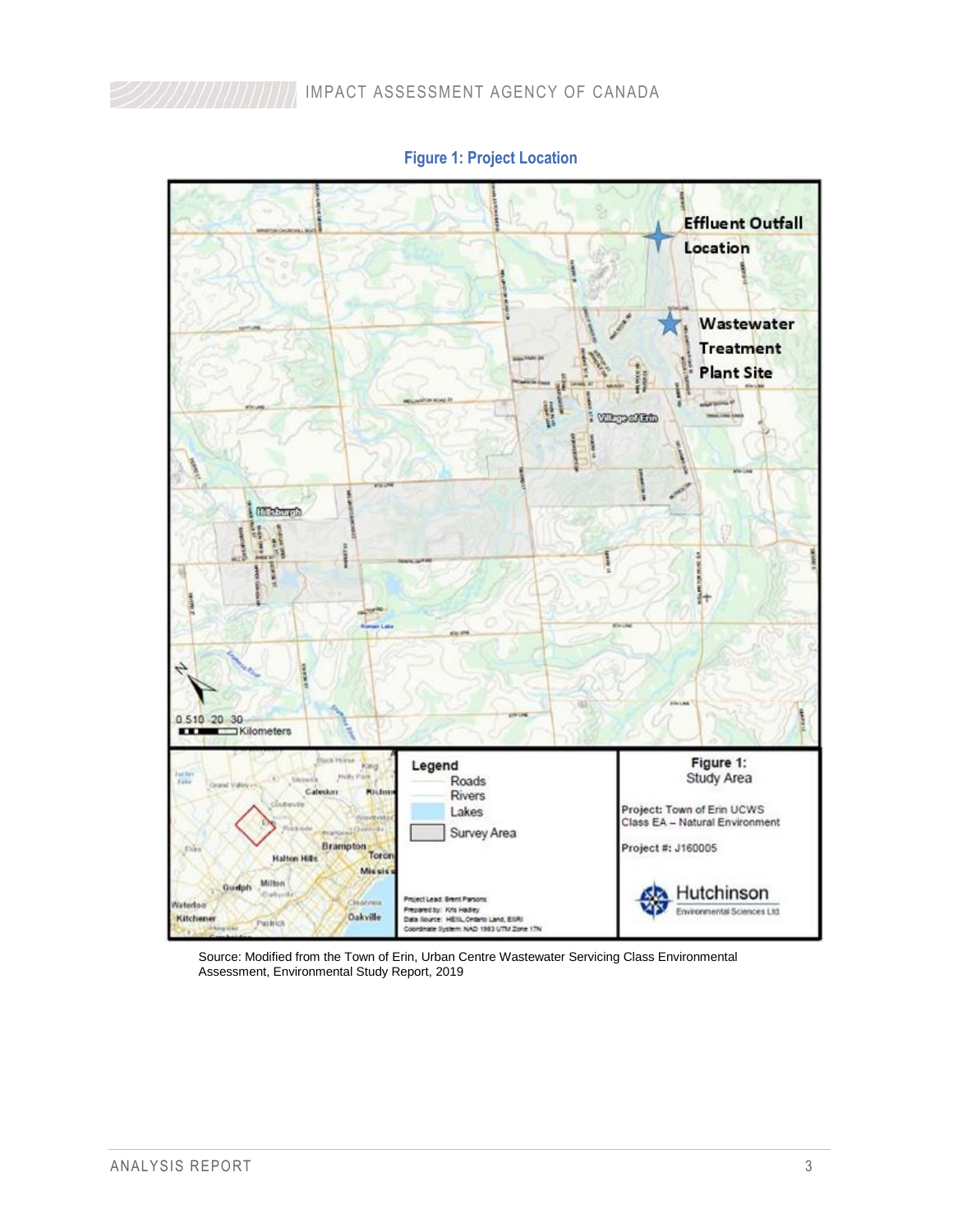**Figure 1: Project Location**

Source: Modified from the Town of Erin, Urban Centre Wastewater Servicing Class Environmental Assessment, Environmental Study Report, 2019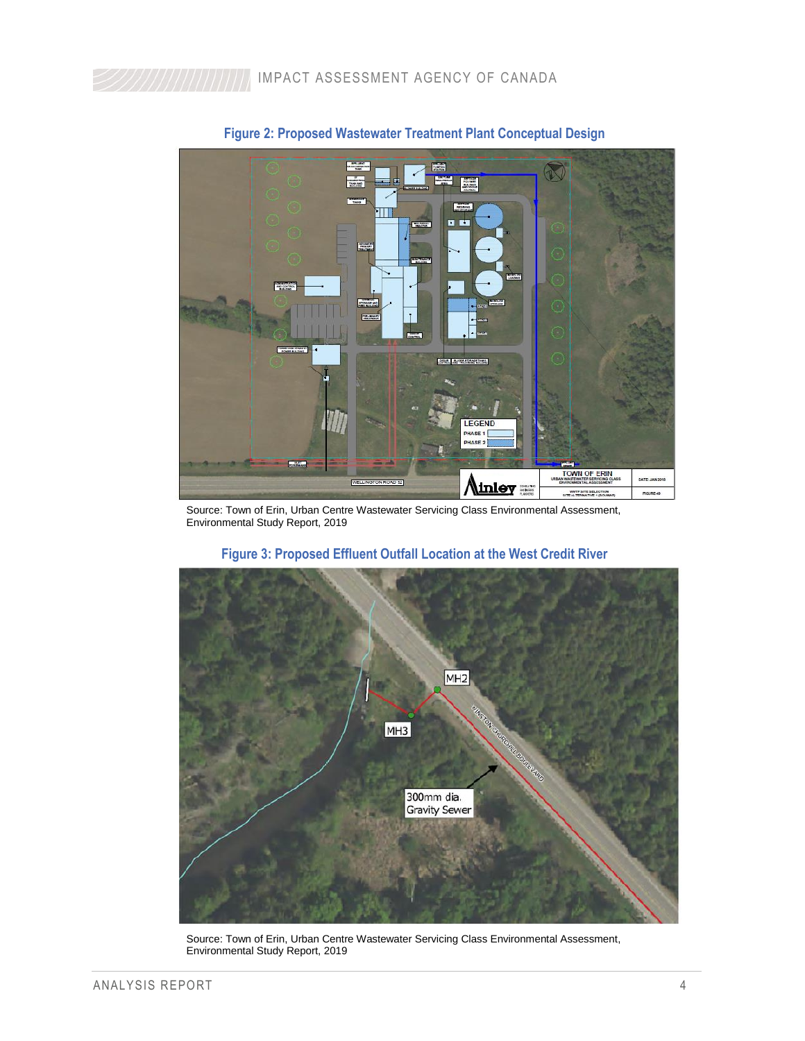## Figure 2: Proposed Wastewater Treatment Plant Conceptual Design

Source: Town of Erin, Urban Centre Wastewater Servicing Class Environmental Assessment, Environmental Study Report, 2019

## Figure 3: Proposed Effluent Outfall Location at the West Credit River

Source: Town of Erin, Urban Centre Wastewater Servicing Class Environmental Assessment, Environmental Study Report, 2019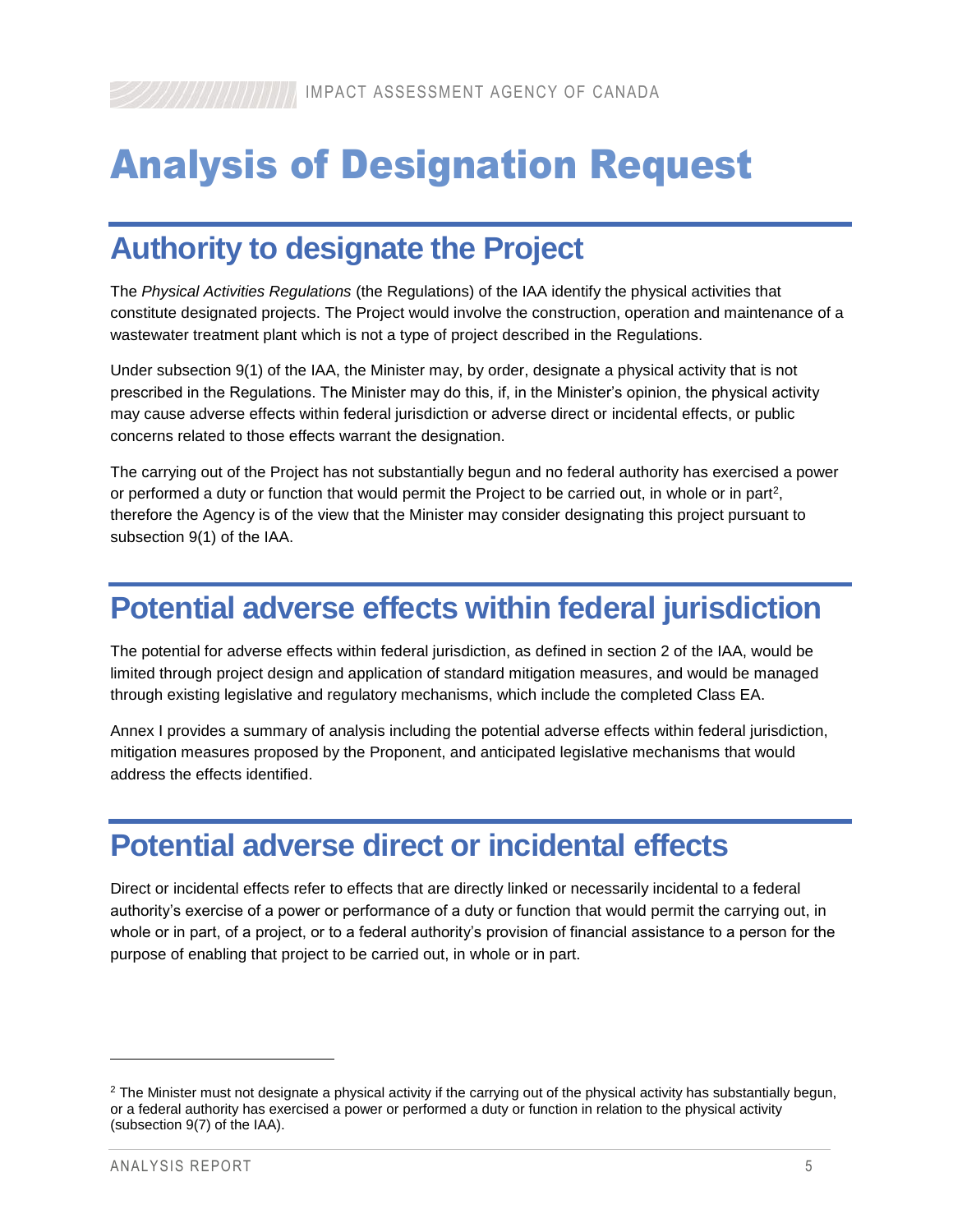# Analysis of Designation Request

## Authority to designate the Project

The *Physical Activities Regulations* (the Regulations) of the IAA identify the physical activities that constitute designated projects. The Project would involve the construction, operation and maintenance of a wastewater treatment plant which is not a type of project described in the Regulations.

Under subsection 9(1) of the IAA, the Minister may, by order, designate a physical activity that is not prescribed in the Regulations. The Minister may do this, if, in the Minister's opinion, the physical activity may cause adverse effects within federal jurisdiction or adverse direct or incidental effects, or public concerns related to those effects warrant the designation.

The carrying out of the Project has not substantially begun and no federal authority has exercised a power or performed a duty or function that would permit the Project to be carried out, in whole or in part[2], therefore the Agency is of the view that the Minister may consider designating this project pursuant to subsection 9(1) of the IAA.

## Potential adverse effects within federal jurisdiction

The potential for adverse effects within federal jurisdiction, as defined in section 2 of the IAA, would be limited through project design and application of standard mitigation measures, and would be managed through existing legislative and regulatory mechanisms, which include the completed Class EA.

Annex I provides a summary of analysis including the potential adverse effects within federal jurisdiction, mitigation measures proposed by the Proponent, and anticipated legislative mechanisms that would address the effects identified.

## Potential adverse direct or incidental effects

Direct or incidental effects refer to effects that are directly linked or necessarily incidental to a federal authority's exercise of a power or performance of a duty or function that would permit the carrying out, in whole or in part, of a project, or to a federal authority's provision of financial assistance to a person for the purpose of enabling that project to be carried out, in whole or in part.

[2] The Minister must not designate a physical activity if the carrying out of the physical activity has substantially begun, or a federal authority has exercised a power or performed a duty or function in relation to the physical activity (subsection 9(7) of the IAA).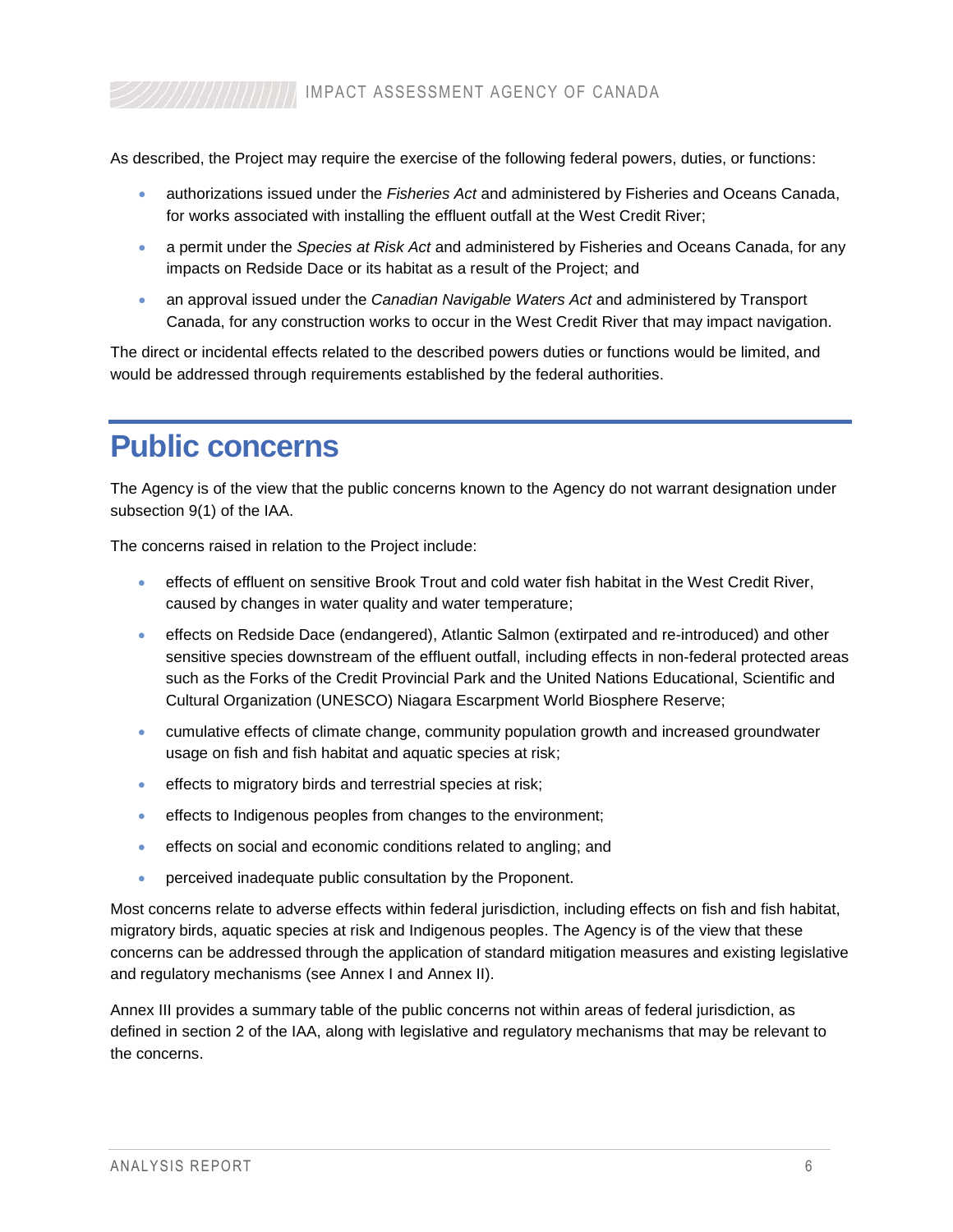As described, the Project may require the exercise of the following federal powers, duties, or functions:

- authorizations issued under the *Fisheries Act* and administered by Fisheries and Oceans Canada, for works associated with installing the effluent outfall at the West Credit River;
- a permit under the *Species at Risk Act* and administered by Fisheries and Oceans Canada, for any impacts on Redside Dace or its habitat as a result of the Project; and
- an approval issued under the *Canadian Navigable Waters Act* and administered by Transport Canada, for any construction works to occur in the West Credit River that may impact navigation.

The direct or incidental effects related to the described powers duties or functions would be limited, and would be addressed through requirements established by the federal authorities.

# Public concerns

The Agency is of the view that the public concerns known to the Agency do not warrant designation under subsection 9(1) of the IAA.

The concerns raised in relation to the Project include:

- effects of effluent on sensitive Brook Trout and cold water fish habitat in the West Credit River, caused by changes in water quality and water temperature;
- effects on Redside Dace (endangered), Atlantic Salmon (extirpated and re-introduced) and other sensitive species downstream of the effluent outfall, including effects in non-federal protected areas such as the Forks of the Credit Provincial Park and the United Nations Educational, Scientific and Cultural Organization (UNESCO) Niagara Escarpment World Biosphere Reserve;
- cumulative effects of climate change, community population growth and increased groundwater usage on fish and fish habitat and aquatic species at risk;
- effects to migratory birds and terrestrial species at risk;
- effects to Indigenous peoples from changes to the environment;
- effects on social and economic conditions related to angling; and
- perceived inadequate public consultation by the Proponent.

Most concerns relate to adverse effects within federal jurisdiction, including effects on fish and fish habitat, migratory birds, aquatic species at risk and Indigenous peoples. The Agency is of the view that these concerns can be addressed through the application of standard mitigation measures and existing legislative and regulatory mechanisms (see Annex I and Annex II).

Annex III provides a summary table of the public concerns not within areas of federal jurisdiction, as defined in section 2 of the IAA, along with legislative and regulatory mechanisms that may be relevant to the concerns.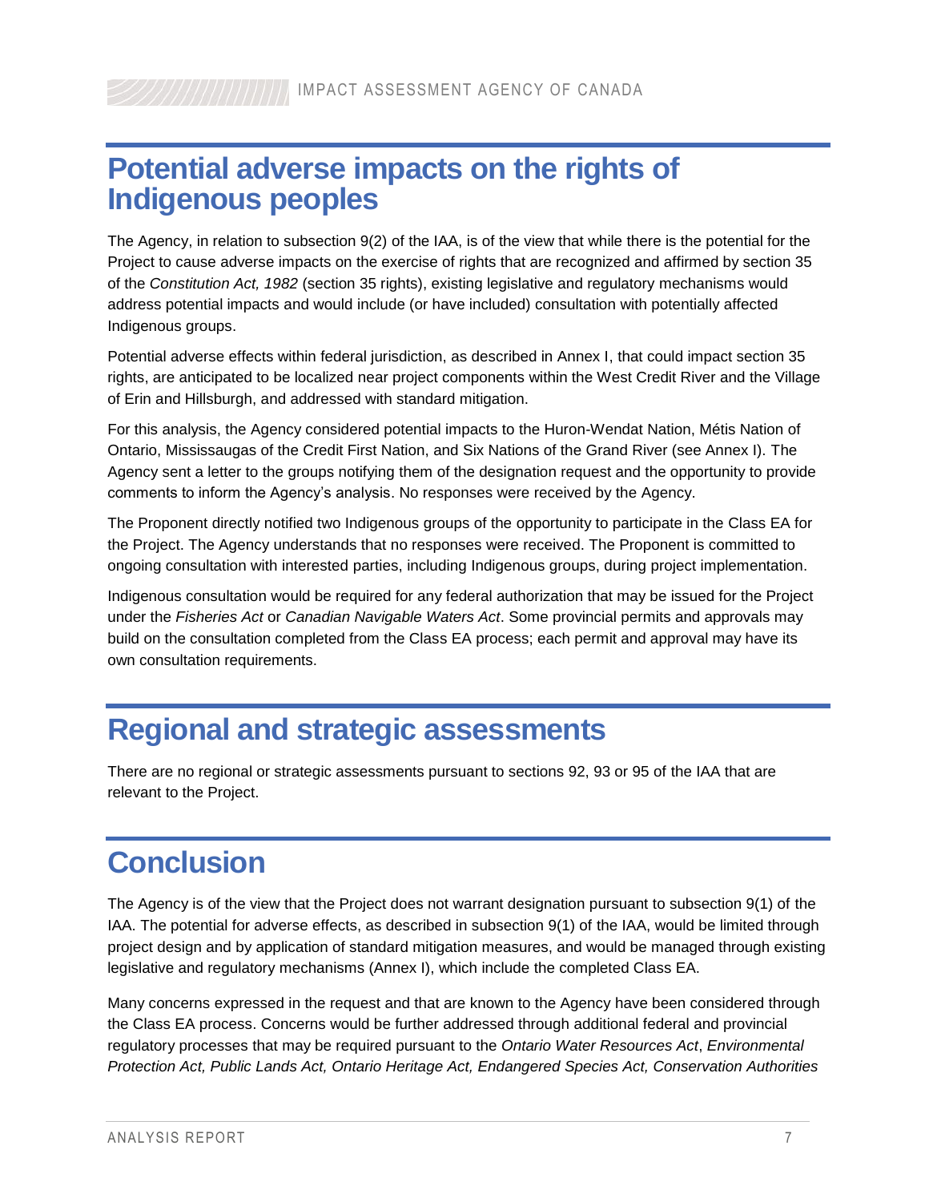# Potential adverse impacts on the rights of Indigenous peoples

The Agency, in relation to subsection 9(2) of the IAA, is of the view that while there is the potential for the Project to cause adverse impacts on the exercise of rights that are recognized and affirmed by section 35 of the *Constitution Act, 1982* (section 35 rights), existing legislative and regulatory mechanisms would address potential impacts and would include (or have included) consultation with potentially affected Indigenous groups.

Potential adverse effects within federal jurisdiction, as described in Annex I, that could impact section 35 rights, are anticipated to be localized near project components within the West Credit River and the Village of Erin and Hillsburgh, and addressed with standard mitigation.

For this analysis, the Agency considered potential impacts to the Huron-Wendat Nation, Métis Nation of Ontario, Mississaugas of the Credit First Nation, and Six Nations of the Grand River (see Annex I). The Agency sent a letter to the groups notifying them of the designation request and the opportunity to provide comments to inform the Agency's analysis. No responses were received by the Agency.

The Proponent directly notified two Indigenous groups of the opportunity to participate in the Class EA for the Project. The Agency understands that no responses were received. The Proponent is committed to ongoing consultation with interested parties, including Indigenous groups, during project implementation.

Indigenous consultation would be required for any federal authorization that may be issued for the Project under the *Fisheries Act* or *Canadian Navigable Waters Act*. Some provincial permits and approvals may build on the consultation completed from the Class EA process; each permit and approval may have its own consultation requirements.

# Regional and strategic assessments

There are no regional or strategic assessments pursuant to sections 92, 93 or 95 of the IAA that are relevant to the Project.

# Conclusion

The Agency is of the view that the Project does not warrant designation pursuant to subsection 9(1) of the IAA. The potential for adverse effects, as described in subsection 9(1) of the IAA, would be limited through project design and by application of standard mitigation measures, and would be managed through existing legislative and regulatory mechanisms (Annex I), which include the completed Class EA.

Many concerns expressed in the request and that are known to the Agency have been considered through the Class EA process. Concerns would be further addressed through additional federal and provincial regulatory processes that may be required pursuant to the *Ontario Water Resources Act*, *Environmental Protection Act, Public Lands Act, Ontario Heritage Act, Endangered Species Act, Conservation Authorities*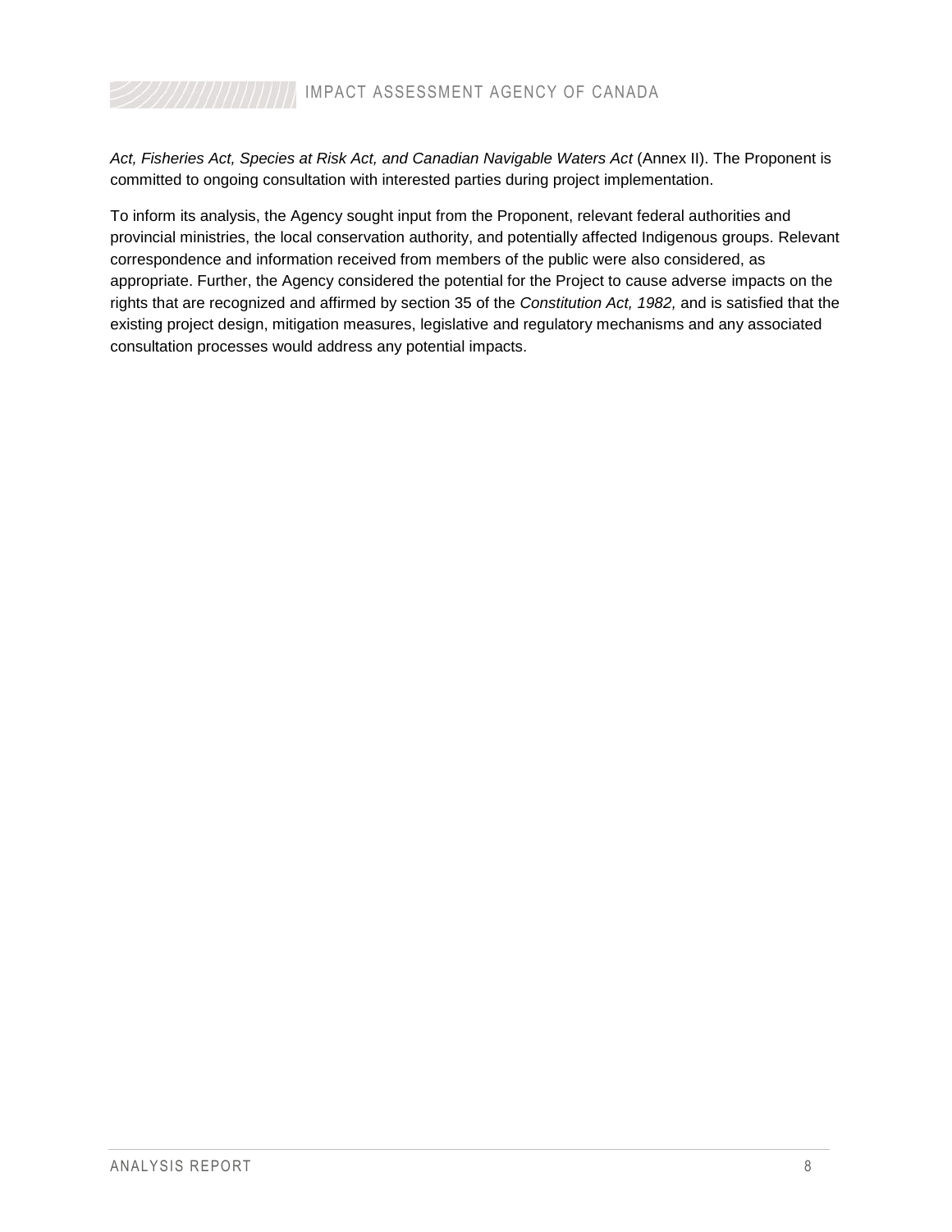*Act, Fisheries Act, Species at Risk Act, and Canadian Navigable Waters Act* (Annex II). The Proponent is committed to ongoing consultation with interested parties during project implementation.

To inform its analysis, the Agency sought input from the Proponent, relevant federal authorities and provincial ministries, the local conservation authority, and potentially affected Indigenous groups. Relevant correspondence and information received from members of the public were also considered, as appropriate. Further, the Agency considered the potential for the Project to cause adverse impacts on the rights that are recognized and affirmed by section 35 of the *Constitution Act, 1982,* and is satisfied that the existing project design, mitigation measures, legislative and regulatory mechanisms and any associated consultation processes would address any potential impacts.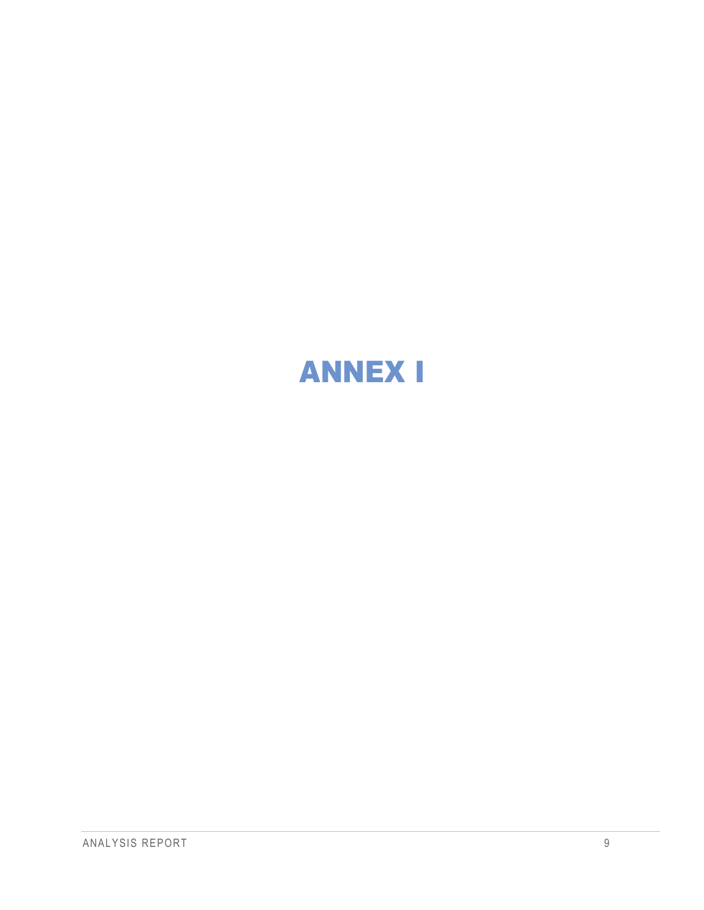# ANNEX I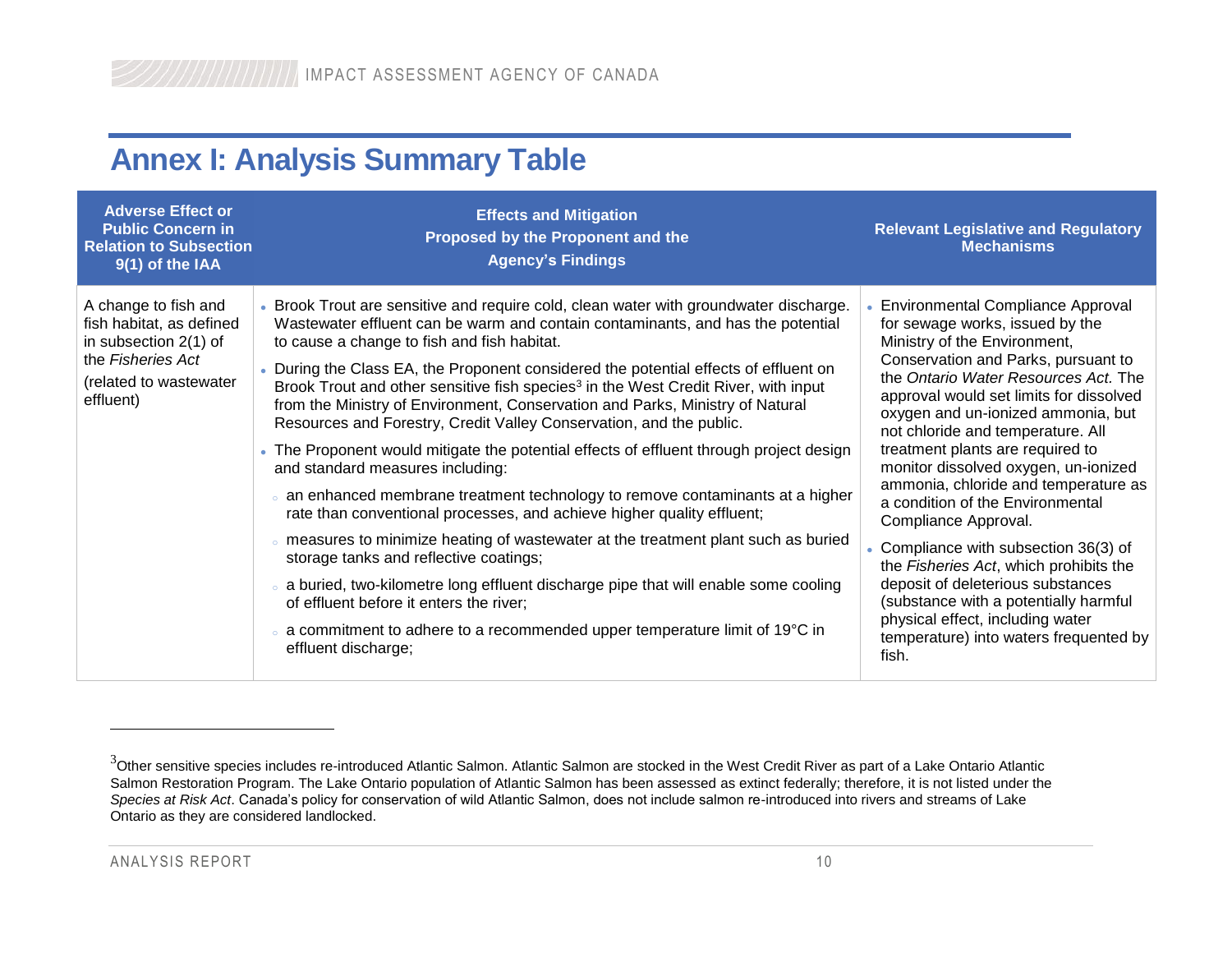# Annex I: Analysis Summary Table

| Adverse Effect or Public Concern in Relation to Subsection 9(1) of the IAA | Effects and Mitigation Proposed by the Proponent and the Agency's Findings | Relevant Legislative and Regulatory Mechanisms |
|---|---|---|
| A change to fish and fish habitat, as defined in subsection 2(1) of the *Fisheries Act*<br><br>(related to wastewater effluent) | • Brook Trout are sensitive and require cold, clean water with groundwater discharge. Wastewater effluent can be warm and contain contaminants, and has the potential to cause a change to fish and fish habitat.<br>• During the Class EA, the Proponent considered the potential effects of effluent on Brook Trout and other sensitive fish species[3] in the West Credit River, with input from the Ministry of Environment, Conservation and Parks, Ministry of Natural Resources and Forestry, Credit Valley Conservation, and the public.<br>• The Proponent would mitigate the potential effects of effluent through project design and standard measures including:<br>  ◦ an enhanced membrane treatment technology to remove contaminants at a higher rate than conventional processes, and achieve higher quality effluent;<br>  ◦ measures to minimize heating of wastewater at the treatment plant such as buried storage tanks and reflective coatings;<br>  ◦ a buried, two-kilometre long effluent discharge pipe that will enable some cooling of effluent before it enters the river;<br>  ◦ a commitment to adhere to a recommended upper temperature limit of 19°C in effluent discharge; | • Environmental Compliance Approval for sewage works, issued by the Ministry of the Environment, Conservation and Parks, pursuant to the *Ontario Water Resources Act.* The approval would set limits for dissolved oxygen and un-ionized ammonia, but not chloride and temperature. All treatment plants are required to monitor dissolved oxygen, un-ionized ammonia, chloride and temperature as a condition of the Environmental Compliance Approval.<br>• Compliance with subsection 36(3) of the *Fisheries Act*, which prohibits the deposit of deleterious substances (substance with a potentially harmful physical effect, including water temperature) into waters frequented by fish. |

[3] Other sensitive species includes re-introduced Atlantic Salmon. Atlantic Salmon are stocked in the West Credit River as part of a Lake Ontario Atlantic Salmon Restoration Program. The Lake Ontario population of Atlantic Salmon has been assessed as extinct federally; therefore, it is not listed under the *Species at Risk Act*. Canada's policy for conservation of wild Atlantic Salmon, does not include salmon re-introduced into rivers and streams of Lake Ontario as they are considered landlocked.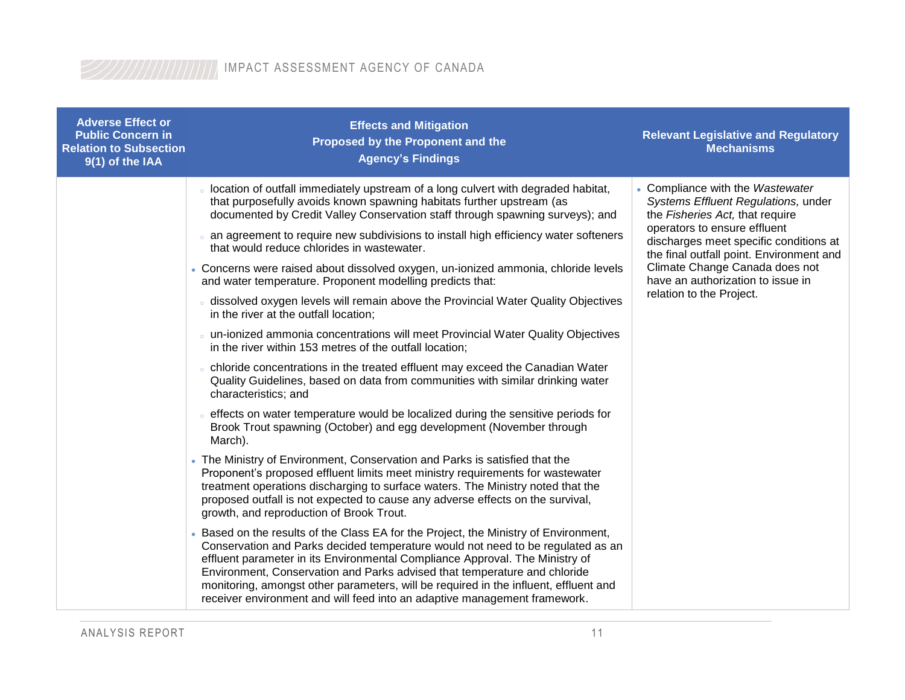| Adverse Effect or Public Concern in Relation to Subsection 9(1) of the IAA | Effects and Mitigation Proposed by the Proponent and the Agency's Findings | Relevant Legislative and Regulatory Mechanisms |
|---|---|---|
| | ◦ location of outfall immediately upstream of a long culvert with degraded habitat, that purposefully avoids known spawning habitats further upstream (as documented by Credit Valley Conservation staff through spawning surveys); and<br>◦ an agreement to require new subdivisions to install high efficiency water softeners that would reduce chlorides in wastewater.<br>• Concerns were raised about dissolved oxygen, un-ionized ammonia, chloride levels and water temperature. Proponent modelling predicts that:<br>◦ dissolved oxygen levels will remain above the Provincial Water Quality Objectives in the river at the outfall location;<br>◦ un-ionized ammonia concentrations will meet Provincial Water Quality Objectives in the river within 153 metres of the outfall location;<br>◦ chloride concentrations in the treated effluent may exceed the Canadian Water Quality Guidelines, based on data from communities with similar drinking water characteristics; and<br>◦ effects on water temperature would be localized during the sensitive periods for Brook Trout spawning (October) and egg development (November through March).<br>• The Ministry of Environment, Conservation and Parks is satisfied that the Proponent's proposed effluent limits meet ministry requirements for wastewater treatment operations discharging to surface waters. The Ministry noted that the proposed outfall is not expected to cause any adverse effects on the survival, growth, and reproduction of Brook Trout.<br>• Based on the results of the Class EA for the Project, the Ministry of Environment, Conservation and Parks decided temperature would not need to be regulated as an effluent parameter in its Environmental Compliance Approval. The Ministry of Environment, Conservation and Parks advised that temperature and chloride monitoring, amongst other parameters, will be required in the influent, effluent and receiver environment and will feed into an adaptive management framework. | • Compliance with the *Wastewater Systems Effluent Regulations,* under the *Fisheries Act,* that require operators to ensure effluent discharges meet specific conditions at the final outfall point. Environment and Climate Change Canada does not have an authorization to issue in relation to the Project. |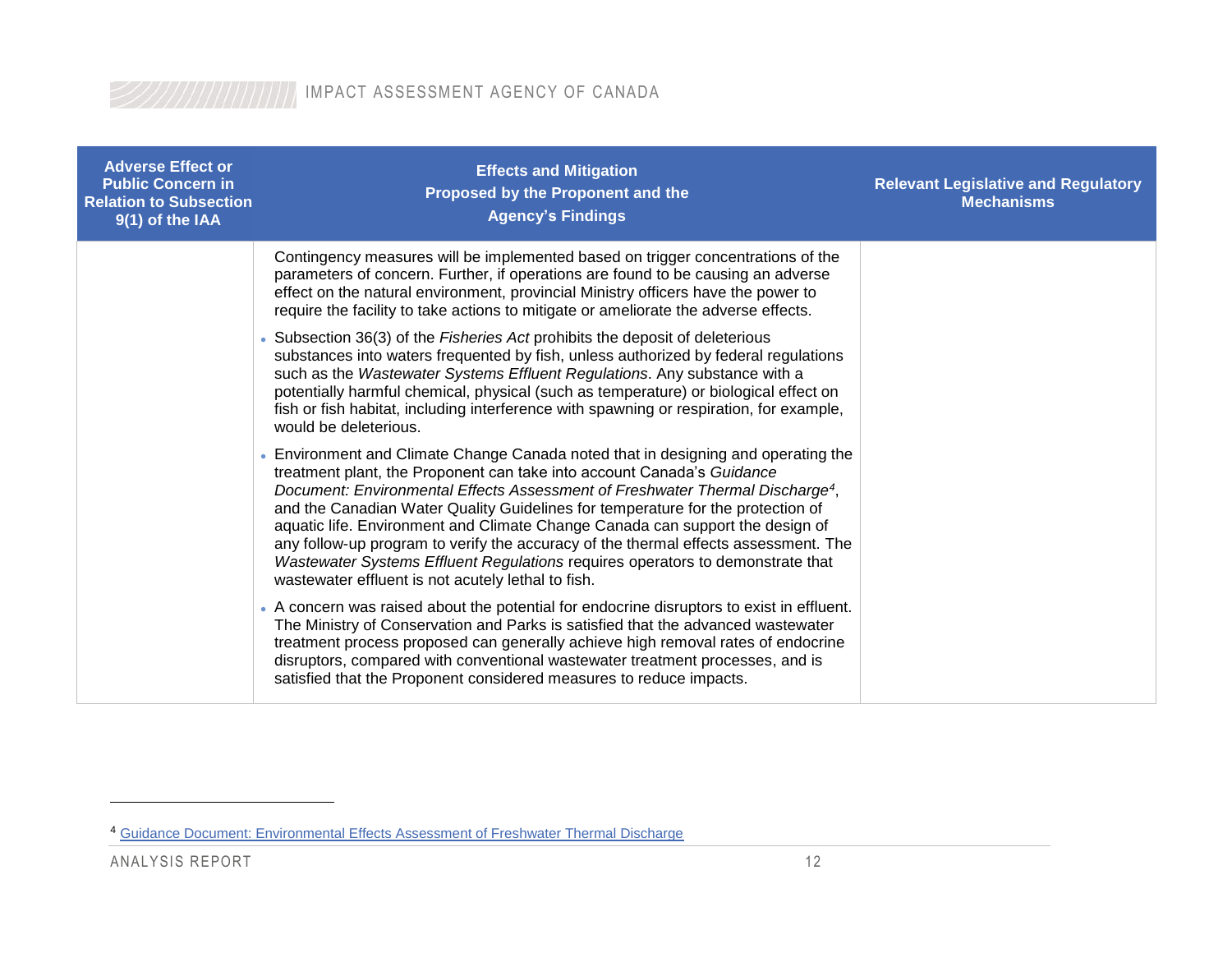| Adverse Effect or Public Concern in Relation to Subsection 9(1) of the IAA | Effects and Mitigation Proposed by the Proponent and the Agency's Findings | Relevant Legislative and Regulatory Mechanisms |
|---|---|---|
| | Contingency measures will be implemented based on trigger concentrations of the parameters of concern. Further, if operations are found to be causing an adverse effect on the natural environment, provincial Ministry officers have the power to require the facility to take actions to mitigate or ameliorate the adverse effects.<br><br>• Subsection 36(3) of the *Fisheries Act* prohibits the deposit of deleterious substances into waters frequented by fish, unless authorized by federal regulations such as the *Wastewater Systems Effluent Regulations*. Any substance with a potentially harmful chemical, physical (such as temperature) or biological effect on fish or fish habitat, including interference with spawning or respiration, for example, would be deleterious.<br><br>• Environment and Climate Change Canada noted that in designing and operating the treatment plant, the Proponent can take into account Canada's *Guidance Document: Environmental Effects Assessment of Freshwater Thermal Discharge*[4], and the Canadian Water Quality Guidelines for temperature for the protection of aquatic life. Environment and Climate Change Canada can support the design of any follow-up program to verify the accuracy of the thermal effects assessment. The *Wastewater Systems Effluent Regulations* requires operators to demonstrate that wastewater effluent is not acutely lethal to fish.<br><br>• A concern was raised about the potential for endocrine disruptors to exist in effluent. The Ministry of Conservation and Parks is satisfied that the advanced wastewater treatment process proposed can generally achieve high removal rates of endocrine disruptors, compared with conventional wastewater treatment processes, and is satisfied that the Proponent considered measures to reduce impacts. | |

[4] Guidance Document: Environmental Effects Assessment of Freshwater Thermal Discharge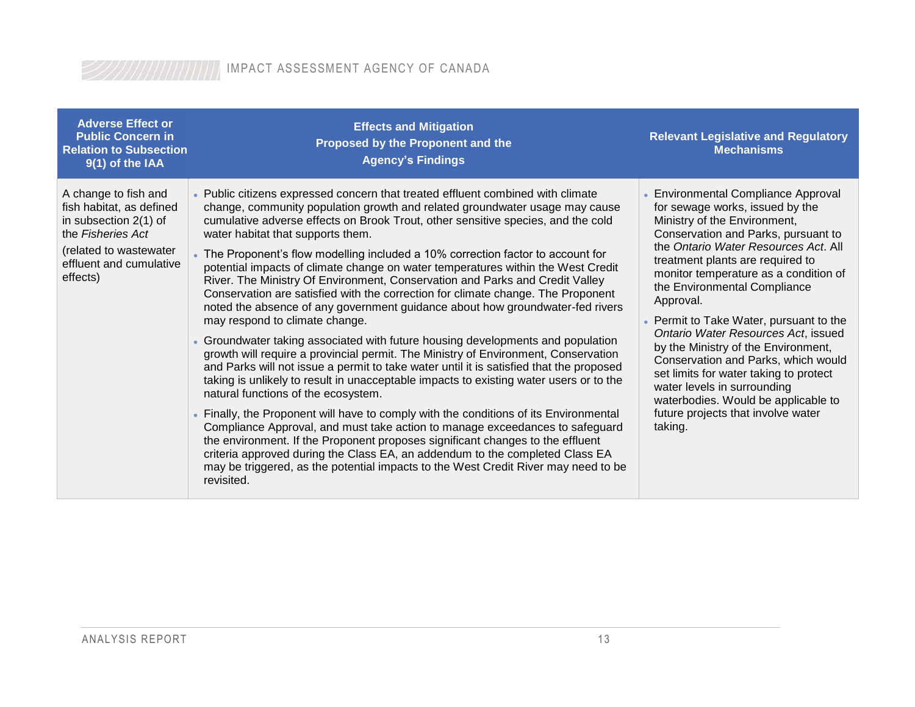| Adverse Effect or Public Concern in Relation to Subsection 9(1) of the IAA | Effects and Mitigation Proposed by the Proponent and the Agency's Findings | Relevant Legislative and Regulatory Mechanisms |
|---|---|---|
| A change to fish and fish habitat, as defined in subsection 2(1) of the *Fisheries Act*<br><br>(related to wastewater effluent and cumulative effects) | • Public citizens expressed concern that treated effluent combined with climate change, community population growth and related groundwater usage may cause cumulative adverse effects on Brook Trout, other sensitive species, and the cold water habitat that supports them.<br><br>• The Proponent's flow modelling included a 10% correction factor to account for potential impacts of climate change on water temperatures within the West Credit River. The Ministry Of Environment, Conservation and Parks and Credit Valley Conservation are satisfied with the correction for climate change. The Proponent noted the absence of any government guidance about how groundwater-fed rivers may respond to climate change.<br><br>• Groundwater taking associated with future housing developments and population growth will require a provincial permit. The Ministry of Environment, Conservation and Parks will not issue a permit to take water until it is satisfied that the proposed taking is unlikely to result in unacceptable impacts to existing water users or to the natural functions of the ecosystem.<br><br>• Finally, the Proponent will have to comply with the conditions of its Environmental Compliance Approval, and must take action to manage exceedances to safeguard the environment. If the Proponent proposes significant changes to the effluent criteria approved during the Class EA, an addendum to the completed Class EA may be triggered, as the potential impacts to the West Credit River may need to be revisited. | • Environmental Compliance Approval for sewage works, issued by the Ministry of the Environment, Conservation and Parks, pursuant to the *Ontario Water Resources Act*. All treatment plants are required to monitor temperature as a condition of the Environmental Compliance Approval.<br><br>• Permit to Take Water, pursuant to the *Ontario Water Resources Act*, issued by the Ministry of the Environment, Conservation and Parks, which would set limits for water taking to protect water levels in surrounding waterbodies. Would be applicable to future projects that involve water taking. |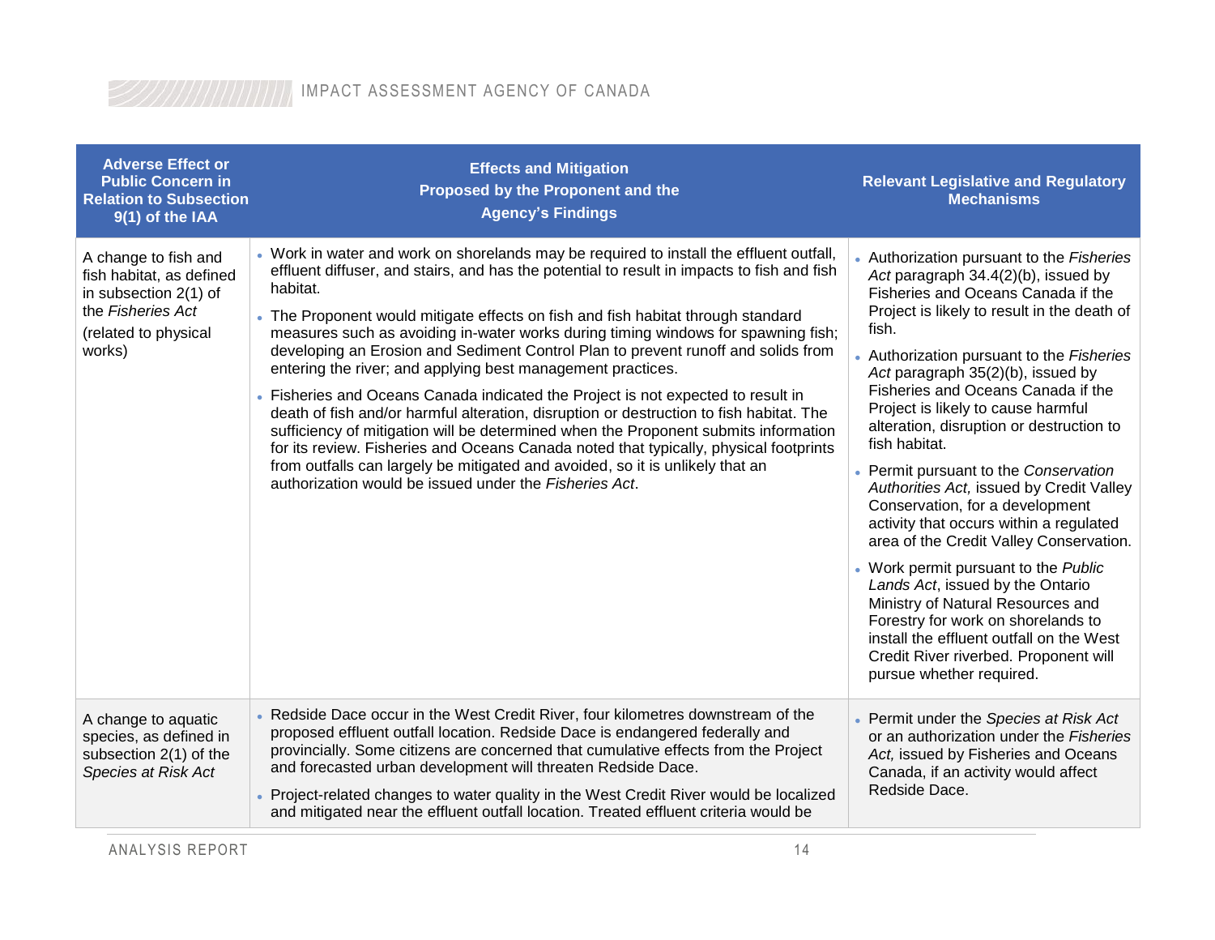| Adverse Effect or Public Concern in Relation to Subsection 9(1) of the IAA | Effects and Mitigation Proposed by the Proponent and the Agency's Findings | Relevant Legislative and Regulatory Mechanisms |
|---|---|---|
| A change to fish and fish habitat, as defined in subsection 2(1) of the *Fisheries Act*<br><br>(related to physical works) | • Work in water and work on shorelands may be required to install the effluent outfall, effluent diffuser, and stairs, and has the potential to result in impacts to fish and fish habitat.<br><br>• The Proponent would mitigate effects on fish and fish habitat through standard measures such as avoiding in-water works during timing windows for spawning fish; developing an Erosion and Sediment Control Plan to prevent runoff and solids from entering the river; and applying best management practices.<br><br>• Fisheries and Oceans Canada indicated the Project is not expected to result in death of fish and/or harmful alteration, disruption or destruction to fish habitat. The sufficiency of mitigation will be determined when the Proponent submits information for its review. Fisheries and Oceans Canada noted that typically, physical footprints from outfalls can largely be mitigated and avoided, so it is unlikely that an authorization would be issued under the *Fisheries Act*. | • Authorization pursuant to the *Fisheries Act* paragraph 34.4(2)(b), issued by Fisheries and Oceans Canada if the Project is likely to result in the death of fish.<br><br>• Authorization pursuant to the *Fisheries Act* paragraph 35(2)(b), issued by Fisheries and Oceans Canada if the Project is likely to cause harmful alteration, disruption or destruction to fish habitat.<br><br>• Permit pursuant to the *Conservation Authorities Act,* issued by Credit Valley Conservation, for a development activity that occurs within a regulated area of the Credit Valley Conservation.<br><br>• Work permit pursuant to the *Public Lands Act*, issued by the Ontario Ministry of Natural Resources and Forestry for work on shorelands to install the effluent outfall on the West Credit River riverbed. Proponent will pursue whether required. |
| A change to aquatic species, as defined in subsection 2(1) of the *Species at Risk Act* | • Redside Dace occur in the West Credit River, four kilometres downstream of the proposed effluent outfall location. Redside Dace is endangered federally and provincially. Some citizens are concerned that cumulative effects from the Project and forecasted urban development will threaten Redside Dace.<br><br>• Project-related changes to water quality in the West Credit River would be localized and mitigated near the effluent outfall location. Treated effluent criteria would be | • Permit under the *Species at Risk Act* or an authorization under the *Fisheries Act,* issued by Fisheries and Oceans Canada, if an activity would affect Redside Dace. |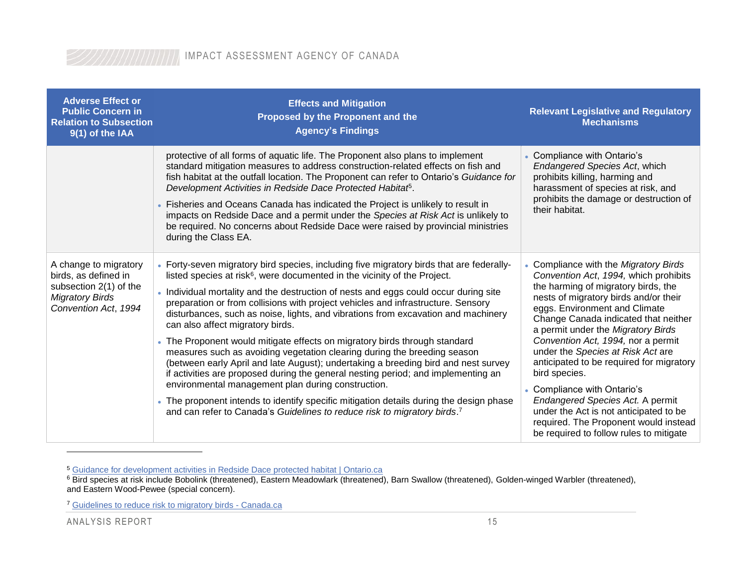| Adverse Effect or Public Concern in Relation to Subsection 9(1) of the IAA | Effects and Mitigation Proposed by the Proponent and the Agency's Findings | Relevant Legislative and Regulatory Mechanisms |
|---|---|---|
| | protective of all forms of aquatic life. The Proponent also plans to implement standard mitigation measures to address construction-related effects on fish and fish habitat at the outfall location. The Proponent can refer to Ontario's *Guidance for Development Activities in Redside Dace Protected Habitat*[5].<br>• Fisheries and Oceans Canada has indicated the Project is unlikely to result in impacts on Redside Dace and a permit under the *Species at Risk Act* is unlikely to be required. No concerns about Redside Dace were raised by provincial ministries during the Class EA. | • Compliance with Ontario's *Endangered Species Act*, which prohibits killing, harming and harassment of species at risk, and prohibits the damage or destruction of their habitat. |
| A change to migratory birds, as defined in subsection 2(1) of the *Migratory Birds Convention Act*, *1994* | • Forty-seven migratory bird species, including five migratory birds that are federally-listed species at risk[6], were documented in the vicinity of the Project.<br>• Individual mortality and the destruction of nests and eggs could occur during site preparation or from collisions with project vehicles and infrastructure. Sensory disturbances, such as noise, lights, and vibrations from excavation and machinery can also affect migratory birds.<br>• The Proponent would mitigate effects on migratory birds through standard measures such as avoiding vegetation clearing during the breeding season (between early April and late August); undertaking a breeding bird and nest survey if activities are proposed during the general nesting period; and implementing an environmental management plan during construction.<br>• The proponent intends to identify specific mitigation details during the design phase and can refer to Canada's *Guidelines to reduce risk to migratory birds*.[7] | • Compliance with the *Migratory Birds Convention Act*, *1994,* which prohibits the harming of migratory birds, the nests of migratory birds and/or their eggs. Environment and Climate Change Canada indicated that neither a permit under the *Migratory Birds Convention Act, 1994,* nor a permit under the *Species at Risk Act* are anticipated to be required for migratory bird species.<br>• Compliance with Ontario's *Endangered Species Act.* A permit under the Act is not anticipated to be required. The Proponent would instead be required to follow rules to mitigate |

[5] Guidance for development activities in Redside Dace protected habitat | Ontario.ca

[6] Bird species at risk include Bobolink (threatened), Eastern Meadowlark (threatened), Barn Swallow (threatened), Golden-winged Warbler (threatened), and Eastern Wood-Pewee (special concern).

[7] Guidelines to reduce risk to migratory birds - Canada.ca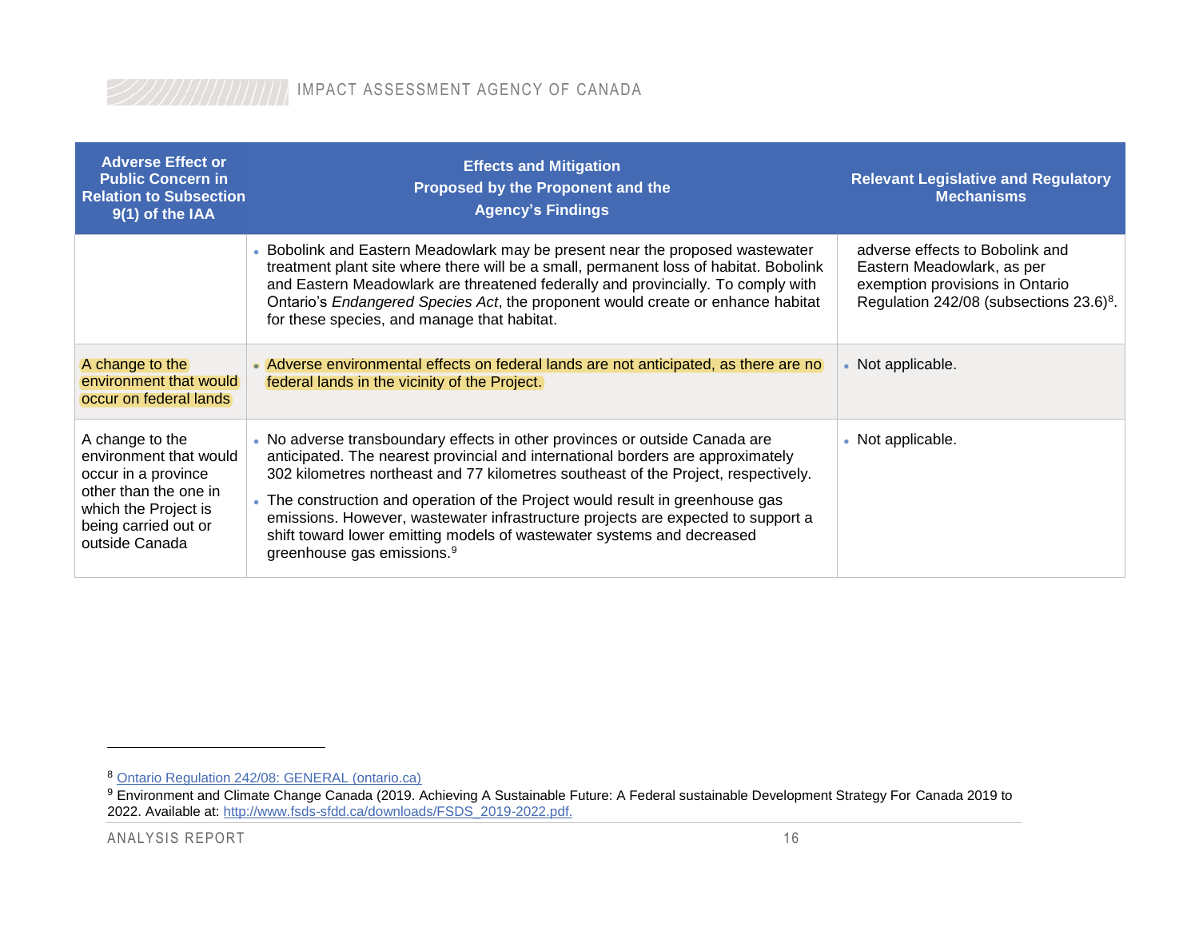| Adverse Effect or Public Concern in Relation to Subsection 9(1) of the IAA | Effects and Mitigation Proposed by the Proponent and the Agency's Findings | Relevant Legislative and Regulatory Mechanisms |
|---|---|---|
| | • Bobolink and Eastern Meadowlark may be present near the proposed wastewater treatment plant site where there will be a small, permanent loss of habitat. Bobolink and Eastern Meadowlark are threatened federally and provincially. To comply with Ontario's *Endangered Species Act*, the proponent would create or enhance habitat for these species, and manage that habitat. | adverse effects to Bobolink and Eastern Meadowlark, as per exemption provisions in Ontario Regulation 242/08 (subsections 23.6)[8]. |
| A change to the environment that would occur on federal lands | • Adverse environmental effects on federal lands are not anticipated, as there are no federal lands in the vicinity of the Project. | • Not applicable. |
| A change to the environment that would occur in a province other than the one in which the Project is being carried out or outside Canada | • No adverse transboundary effects in other provinces or outside Canada are anticipated. The nearest provincial and international borders are approximately 302 kilometres northeast and 77 kilometres southeast of the Project, respectively.<br>• The construction and operation of the Project would result in greenhouse gas emissions. However, wastewater infrastructure projects are expected to support a shift toward lower emitting models of wastewater systems and decreased greenhouse gas emissions.[9] | • Not applicable. |

[8] Ontario Regulation 242/08: GENERAL (ontario.ca)

[9] Environment and Climate Change Canada (2019. Achieving A Sustainable Future: A Federal sustainable Development Strategy For Canada 2019 to 2022. Available at: http://www.fsds-sfdd.ca/downloads/FSDS_2019-2022.pdf.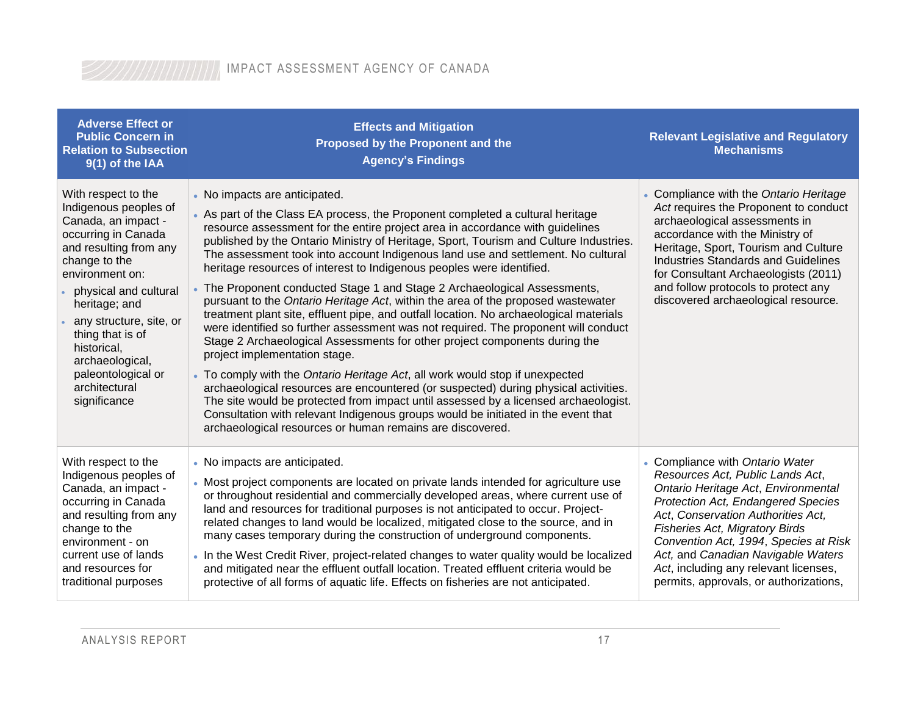| Adverse Effect or Public Concern in Relation to Subsection 9(1) of the IAA | Effects and Mitigation Proposed by the Proponent and the Agency's Findings | Relevant Legislative and Regulatory Mechanisms |
|---|---|---|
| With respect to the Indigenous peoples of Canada, an impact - occurring in Canada and resulting from any change to the environment on:<br>• physical and cultural heritage; and<br>• any structure, site, or thing that is of historical, archaeological, paleontological or architectural significance | • No impacts are anticipated.<br>• As part of the Class EA process, the Proponent completed a cultural heritage resource assessment for the entire project area in accordance with guidelines published by the Ontario Ministry of Heritage, Sport, Tourism and Culture Industries. The assessment took into account Indigenous land use and settlement. No cultural heritage resources of interest to Indigenous peoples were identified.<br>• The Proponent conducted Stage 1 and Stage 2 Archaeological Assessments, pursuant to the *Ontario Heritage Act*, within the area of the proposed wastewater treatment plant site, effluent pipe, and outfall location. No archaeological materials were identified so further assessment was not required. The proponent will conduct Stage 2 Archaeological Assessments for other project components during the project implementation stage.<br>• To comply with the *Ontario Heritage Act*, all work would stop if unexpected archaeological resources are encountered (or suspected) during physical activities. The site would be protected from impact until assessed by a licensed archaeologist. Consultation with relevant Indigenous groups would be initiated in the event that archaeological resources or human remains are discovered. | • Compliance with the *Ontario Heritage Act* requires the Proponent to conduct archaeological assessments in accordance with the Ministry of Heritage, Sport, Tourism and Culture Industries Standards and Guidelines for Consultant Archaeologists (2011) and follow protocols to protect any discovered archaeological resource. |
| With respect to the Indigenous peoples of Canada, an impact - occurring in Canada and resulting from any change to the environment - on current use of lands and resources for traditional purposes | • No impacts are anticipated.<br>• Most project components are located on private lands intended for agriculture use or throughout residential and commercially developed areas, where current use of land and resources for traditional purposes is not anticipated to occur. Project-related changes to land would be localized, mitigated close to the source, and in many cases temporary during the construction of underground components.<br>• In the West Credit River, project-related changes to water quality would be localized and mitigated near the effluent outfall location. Treated effluent criteria would be protective of all forms of aquatic life. Effects on fisheries are not anticipated. | • Compliance with *Ontario Water Resources Act, Public Lands Act*, *Ontario Heritage Act*, *Environmental Protection Act, Endangered Species Act, Conservation Authorities Act, Fisheries Act, Migratory Birds Convention Act, 1994*, *Species at Risk Act,* and *Canadian Navigable Waters Act*, including any relevant licenses, permits, approvals, or authorizations, |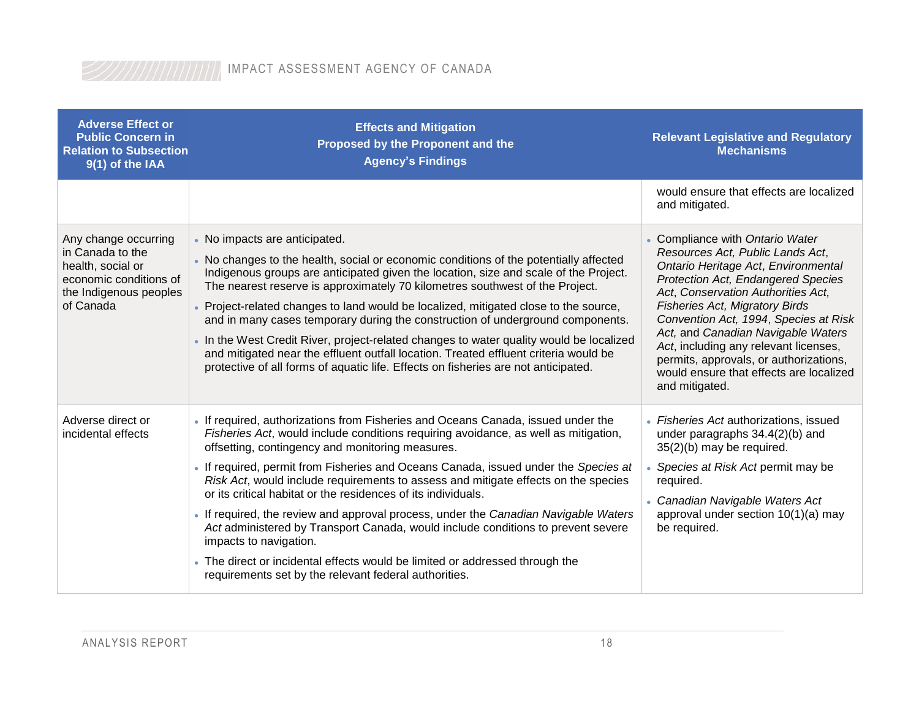| Adverse Effect or Public Concern in Relation to Subsection 9(1) of the IAA | Effects and Mitigation Proposed by the Proponent and the Agency's Findings | Relevant Legislative and Regulatory Mechanisms |
| --- | --- | --- |
| | | would ensure that effects are localized and mitigated. |
| Any change occurring in Canada to the health, social or economic conditions of the Indigenous peoples of Canada | • No impacts are anticipated.<br>• No changes to the health, social or economic conditions of the potentially affected Indigenous groups are anticipated given the location, size and scale of the Project. The nearest reserve is approximately 70 kilometres southwest of the Project.<br>• Project-related changes to land would be localized, mitigated close to the source, and in many cases temporary during the construction of underground components.<br>• In the West Credit River, project-related changes to water quality would be localized and mitigated near the effluent outfall location. Treated effluent criteria would be protective of all forms of aquatic life. Effects on fisheries are not anticipated. | • Compliance with *Ontario Water Resources Act, Public Lands Act*, *Ontario Heritage Act*, *Environmental Protection Act, Endangered Species Act*, *Conservation Authorities Act, Fisheries Act, Migratory Birds Convention Act, 1994*, *Species at Risk Act,* and *Canadian Navigable Waters Act*, including any relevant licenses, permits, approvals, or authorizations, would ensure that effects are localized and mitigated. |
| Adverse direct or incidental effects | • If required, authorizations from Fisheries and Oceans Canada, issued under the *Fisheries Act*, would include conditions requiring avoidance, as well as mitigation, offsetting, contingency and monitoring measures.<br>• If required, permit from Fisheries and Oceans Canada, issued under the *Species at Risk Act*, would include requirements to assess and mitigate effects on the species or its critical habitat or the residences of its individuals.<br>• If required, the review and approval process, under the *Canadian Navigable Waters Act* administered by Transport Canada, would include conditions to prevent severe impacts to navigation.<br>• The direct or incidental effects would be limited or addressed through the requirements set by the relevant federal authorities. | • *Fisheries Act* authorizations, issued under paragraphs 34.4(2)(b) and 35(2)(b) may be required.<br>• *Species at Risk Act* permit may be required.<br>• *Canadian Navigable Waters Act* approval under section 10(1)(a) may be required. |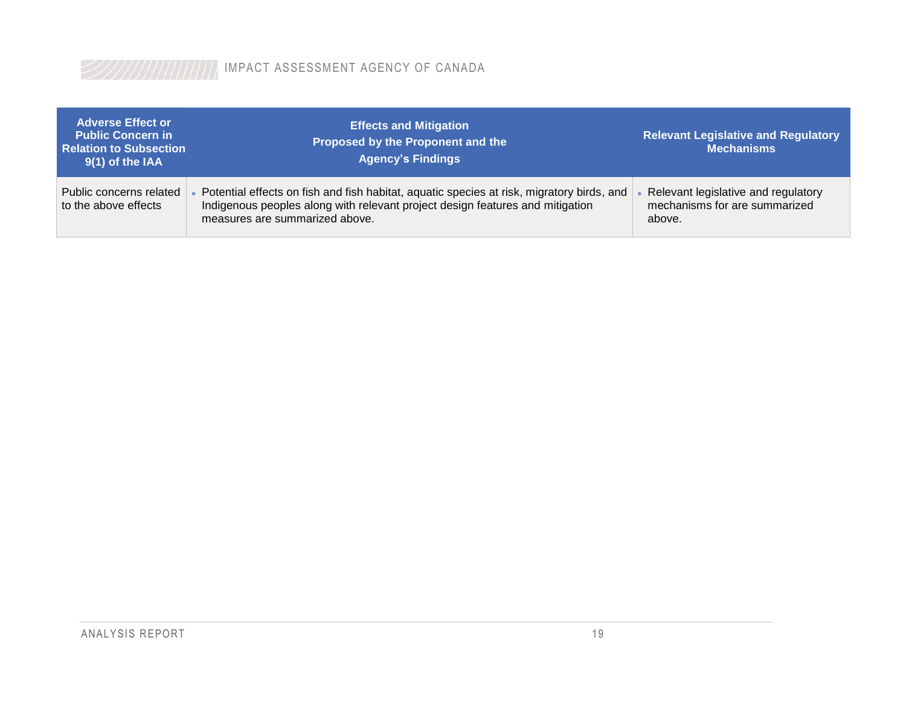| Adverse Effect or Public Concern in Relation to Subsection 9(1) of the IAA | Effects and Mitigation Proposed by the Proponent and the Agency's Findings | Relevant Legislative and Regulatory Mechanisms |
|---|---|---|
| Public concerns related to the above effects | • Potential effects on fish and fish habitat, aquatic species at risk, migratory birds, and Indigenous peoples along with relevant project design features and mitigation measures are summarized above. | • Relevant legislative and regulatory mechanisms for are summarized above. |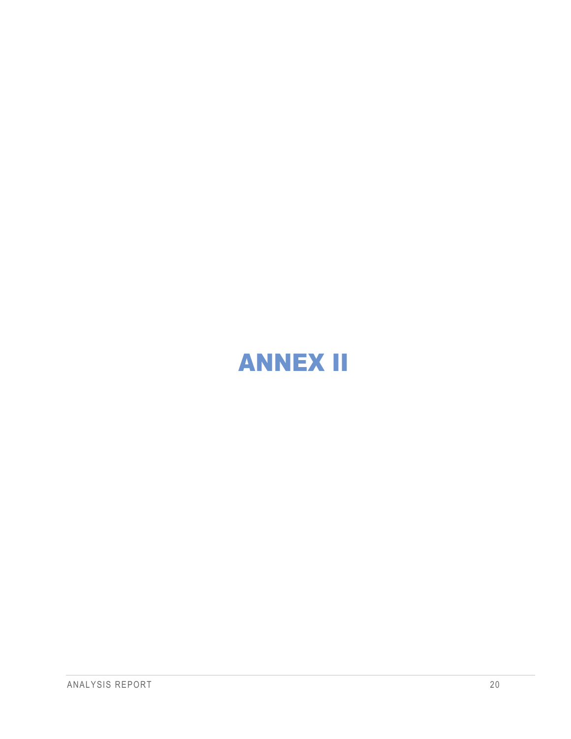# ANNEX II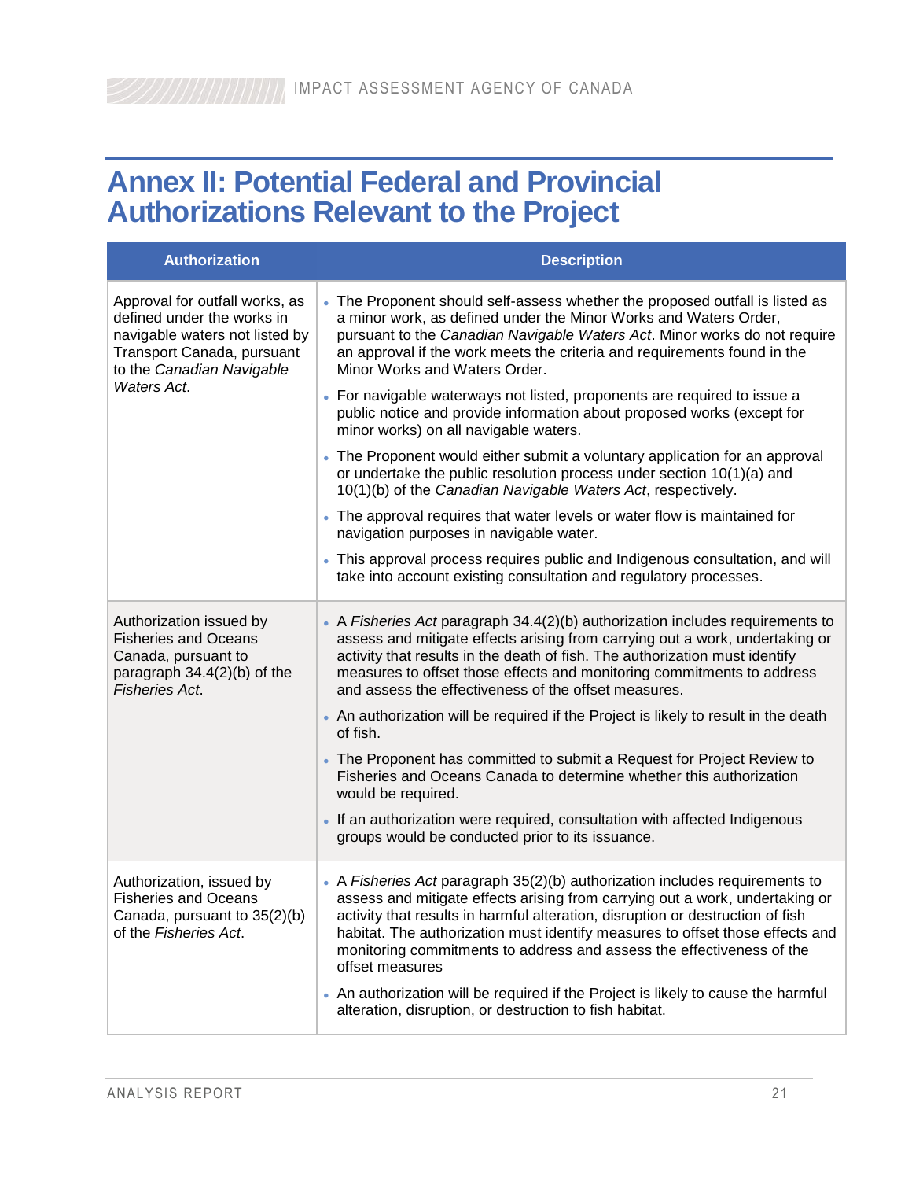# Annex II: Potential Federal and Provincial Authorizations Relevant to the Project

| Authorization | Description |
|---|---|
| Approval for outfall works, as defined under the works in navigable waters not listed by Transport Canada, pursuant to the *Canadian Navigable Waters Act*. | • The Proponent should self-assess whether the proposed outfall is listed as a minor work, as defined under the Minor Works and Waters Order, pursuant to the *Canadian Navigable Waters Act*. Minor works do not require an approval if the work meets the criteria and requirements found in the Minor Works and Waters Order.<br>• For navigable waterways not listed, proponents are required to issue a public notice and provide information about proposed works (except for minor works) on all navigable waters.<br>• The Proponent would either submit a voluntary application for an approval or undertake the public resolution process under section 10(1)(a) and 10(1)(b) of the *Canadian Navigable Waters Act*, respectively.<br>• The approval requires that water levels or water flow is maintained for navigation purposes in navigable water.<br>• This approval process requires public and Indigenous consultation, and will take into account existing consultation and regulatory processes. |
| Authorization issued by Fisheries and Oceans Canada, pursuant to paragraph 34.4(2)(b) of the *Fisheries Act*. | • A *Fisheries Act* paragraph 34.4(2)(b) authorization includes requirements to assess and mitigate effects arising from carrying out a work, undertaking or activity that results in the death of fish. The authorization must identify measures to offset those effects and monitoring commitments to address and assess the effectiveness of the offset measures.<br>• An authorization will be required if the Project is likely to result in the death of fish.<br>• The Proponent has committed to submit a Request for Project Review to Fisheries and Oceans Canada to determine whether this authorization would be required.<br>• If an authorization were required, consultation with affected Indigenous groups would be conducted prior to its issuance. |
| Authorization, issued by Fisheries and Oceans Canada, pursuant to 35(2)(b) of the *Fisheries Act*. | • A *Fisheries Act* paragraph 35(2)(b) authorization includes requirements to assess and mitigate effects arising from carrying out a work, undertaking or activity that results in harmful alteration, disruption or destruction of fish habitat. The authorization must identify measures to offset those effects and monitoring commitments to address and assess the effectiveness of the offset measures<br>• An authorization will be required if the Project is likely to cause the harmful alteration, disruption, or destruction to fish habitat. |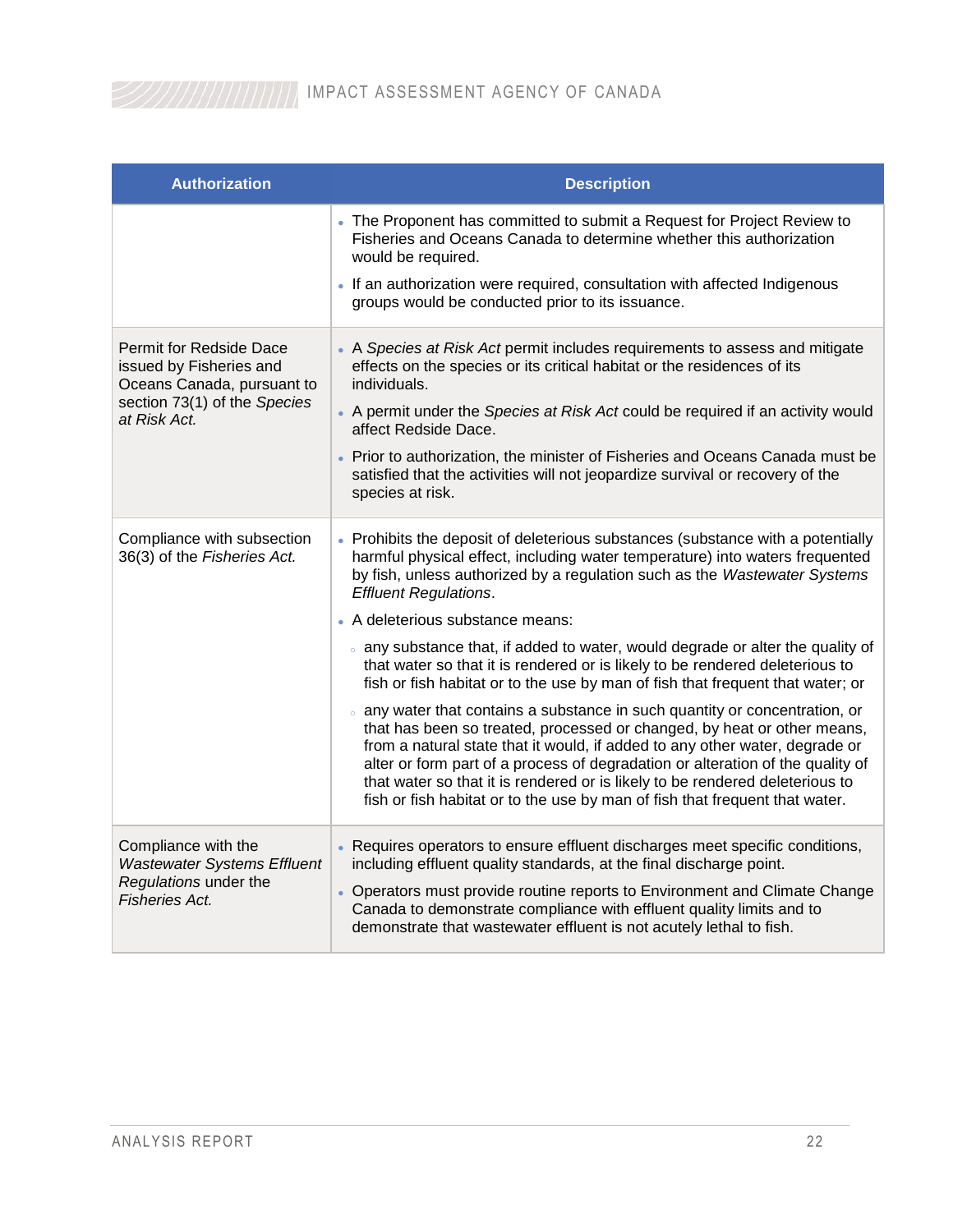| Authorization | Description |
| --- | --- |
| | • The Proponent has committed to submit a Request for Project Review to Fisheries and Oceans Canada to determine whether this authorization would be required.<br>• If an authorization were required, consultation with affected Indigenous groups would be conducted prior to its issuance. |
| Permit for Redside Dace issued by Fisheries and Oceans Canada, pursuant to section 73(1) of the *Species at Risk Act.* | • A *Species at Risk Act* permit includes requirements to assess and mitigate effects on the species or its critical habitat or the residences of its individuals.<br>• A permit under the *Species at Risk Act* could be required if an activity would affect Redside Dace.<br>• Prior to authorization, the minister of Fisheries and Oceans Canada must be satisfied that the activities will not jeopardize survival or recovery of the species at risk. |
| Compliance with subsection 36(3) of the *Fisheries Act.* | • Prohibits the deposit of deleterious substances (substance with a potentially harmful physical effect, including water temperature) into waters frequented by fish, unless authorized by a regulation such as the *Wastewater Systems Effluent Regulations*.<br>• A deleterious substance means:<br>  ◦ any substance that, if added to water, would degrade or alter the quality of that water so that it is rendered or is likely to be rendered deleterious to fish or fish habitat or to the use by man of fish that frequent that water; or<br>  ◦ any water that contains a substance in such quantity or concentration, or that has been so treated, processed or changed, by heat or other means, from a natural state that it would, if added to any other water, degrade or alter or form part of a process of degradation or alteration of the quality of that water so that it is rendered or is likely to be rendered deleterious to fish or fish habitat or to the use by man of fish that frequent that water. |
| Compliance with the *Wastewater Systems Effluent Regulations* under the *Fisheries Act.* | • Requires operators to ensure effluent discharges meet specific conditions, including effluent quality standards, at the final discharge point.<br>• Operators must provide routine reports to Environment and Climate Change Canada to demonstrate compliance with effluent quality limits and to demonstrate that wastewater effluent is not acutely lethal to fish. |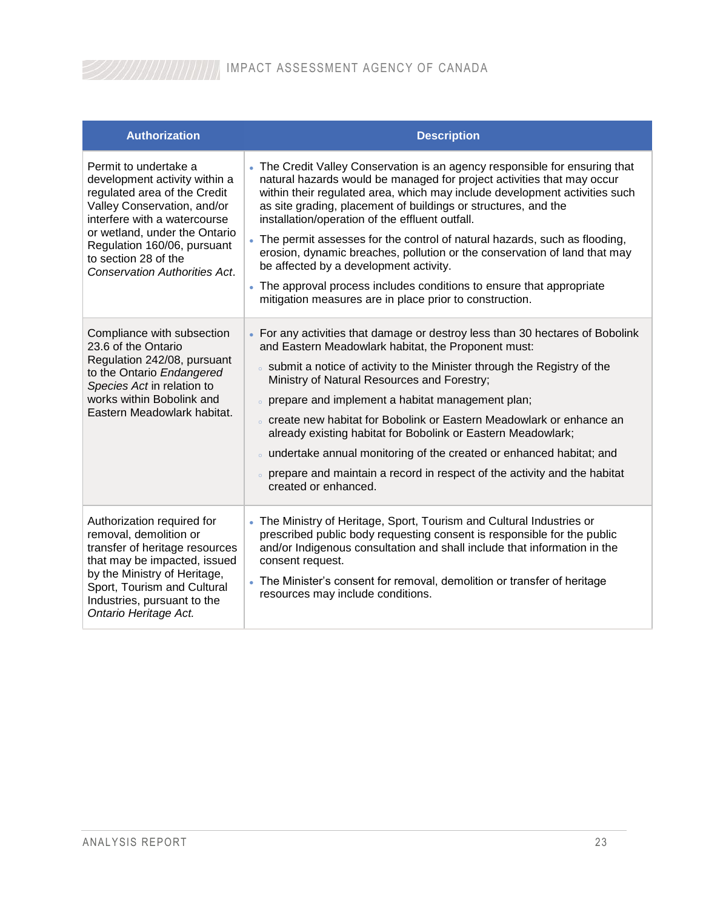| Authorization | Description |
| --- | --- |
| Permit to undertake a development activity within a regulated area of the Credit Valley Conservation, and/or interfere with a watercourse or wetland, under the Ontario Regulation 160/06, pursuant to section 28 of the *Conservation Authorities Act*. | • The Credit Valley Conservation is an agency responsible for ensuring that natural hazards would be managed for project activities that may occur within their regulated area, which may include development activities such as site grading, placement of buildings or structures, and the installation/operation of the effluent outfall.<br>• The permit assesses for the control of natural hazards, such as flooding, erosion, dynamic breaches, pollution or the conservation of land that may be affected by a development activity.<br>• The approval process includes conditions to ensure that appropriate mitigation measures are in place prior to construction. |
| Compliance with subsection 23.6 of the Ontario Regulation 242/08, pursuant to the Ontario *Endangered Species Act* in relation to works within Bobolink and Eastern Meadowlark habitat. | • For any activities that damage or destroy less than 30 hectares of Bobolink and Eastern Meadowlark habitat, the Proponent must:<br>◦ submit a notice of activity to the Minister through the Registry of the Ministry of Natural Resources and Forestry;<br>◦ prepare and implement a habitat management plan;<br>◦ create new habitat for Bobolink or Eastern Meadowlark or enhance an already existing habitat for Bobolink or Eastern Meadowlark;<br>◦ undertake annual monitoring of the created or enhanced habitat; and<br>◦ prepare and maintain a record in respect of the activity and the habitat created or enhanced. |
| Authorization required for removal, demolition or transfer of heritage resources that may be impacted, issued by the Ministry of Heritage, Sport, Tourism and Cultural Industries, pursuant to the *Ontario Heritage Act.* | • The Ministry of Heritage, Sport, Tourism and Cultural Industries or prescribed public body requesting consent is responsible for the public and/or Indigenous consultation and shall include that information in the consent request.<br>• The Minister's consent for removal, demolition or transfer of heritage resources may include conditions. |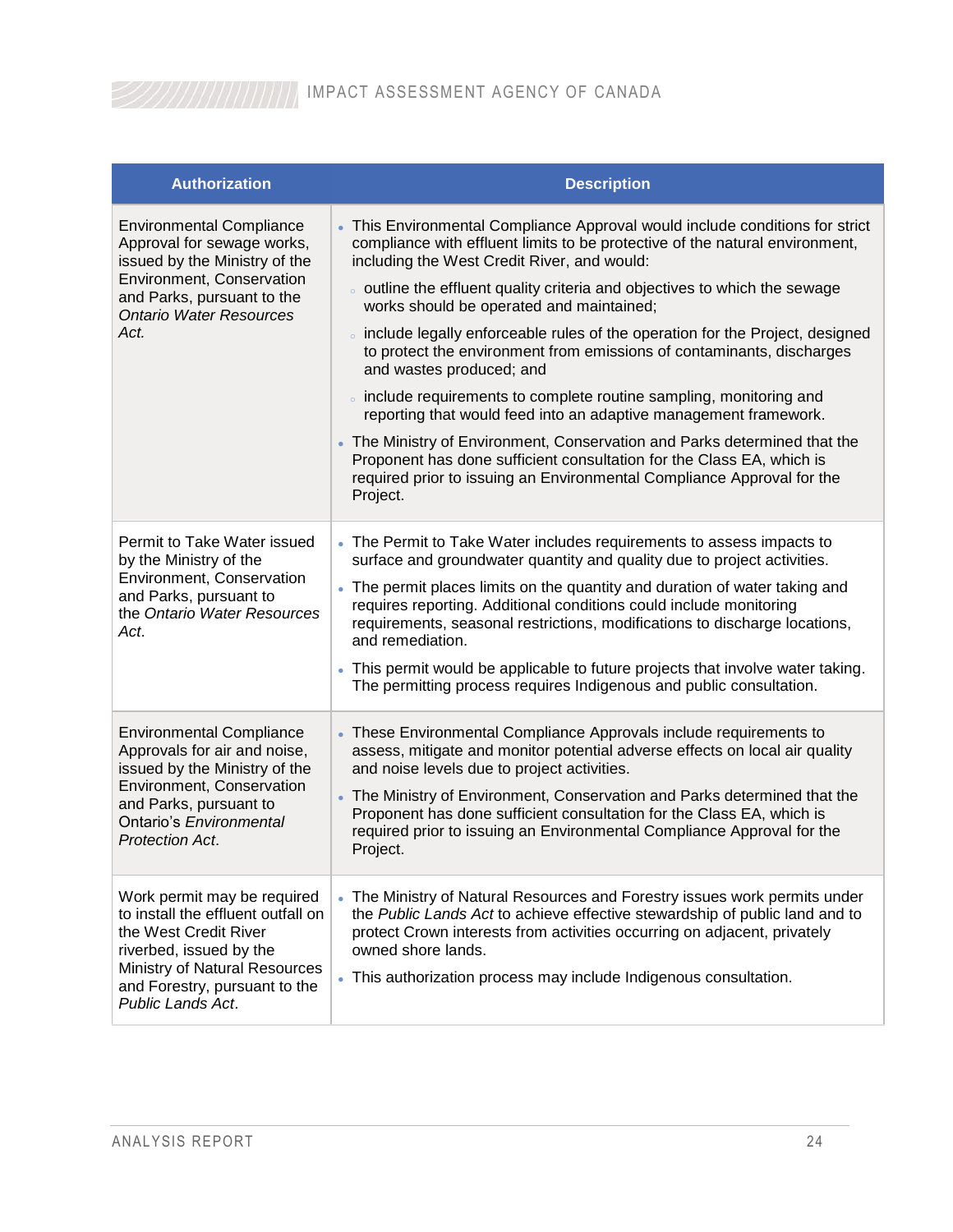| Authorization | Description |
|---|---|
| Environmental Compliance Approval for sewage works, issued by the Ministry of the Environment, Conservation and Parks, pursuant to the *Ontario Water Resources Act.* | • This Environmental Compliance Approval would include conditions for strict compliance with effluent limits to be protective of the natural environment, including the West Credit River, and would:<br>◦ outline the effluent quality criteria and objectives to which the sewage works should be operated and maintained;<br>◦ include legally enforceable rules of the operation for the Project, designed to protect the environment from emissions of contaminants, discharges and wastes produced; and<br>◦ include requirements to complete routine sampling, monitoring and reporting that would feed into an adaptive management framework.<br>• The Ministry of Environment, Conservation and Parks determined that the Proponent has done sufficient consultation for the Class EA, which is required prior to issuing an Environmental Compliance Approval for the Project. |
| Permit to Take Water issued by the Ministry of the Environment, Conservation and Parks, pursuant to the *Ontario Water Resources Act*. | • The Permit to Take Water includes requirements to assess impacts to surface and groundwater quantity and quality due to project activities.<br>• The permit places limits on the quantity and duration of water taking and requires reporting. Additional conditions could include monitoring requirements, seasonal restrictions, modifications to discharge locations, and remediation.<br>• This permit would be applicable to future projects that involve water taking. The permitting process requires Indigenous and public consultation. |
| Environmental Compliance Approvals for air and noise, issued by the Ministry of the Environment, Conservation and Parks, pursuant to Ontario's *Environmental Protection Act*. | • These Environmental Compliance Approvals include requirements to assess, mitigate and monitor potential adverse effects on local air quality and noise levels due to project activities.<br>• The Ministry of Environment, Conservation and Parks determined that the Proponent has done sufficient consultation for the Class EA, which is required prior to issuing an Environmental Compliance Approval for the Project. |
| Work permit may be required to install the effluent outfall on the West Credit River riverbed, issued by the Ministry of Natural Resources and Forestry, pursuant to the *Public Lands Act*. | • The Ministry of Natural Resources and Forestry issues work permits under the *Public Lands Act* to achieve effective stewardship of public land and to protect Crown interests from activities occurring on adjacent, privately owned shore lands.<br>• This authorization process may include Indigenous consultation. |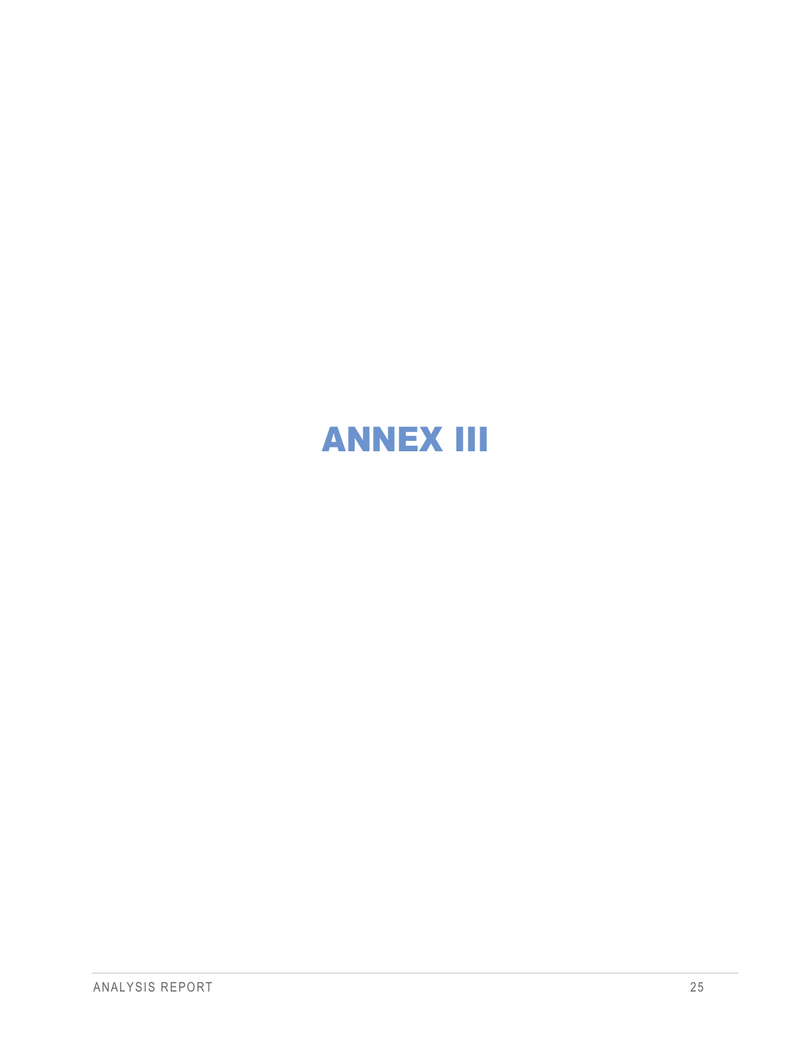# ANNEX III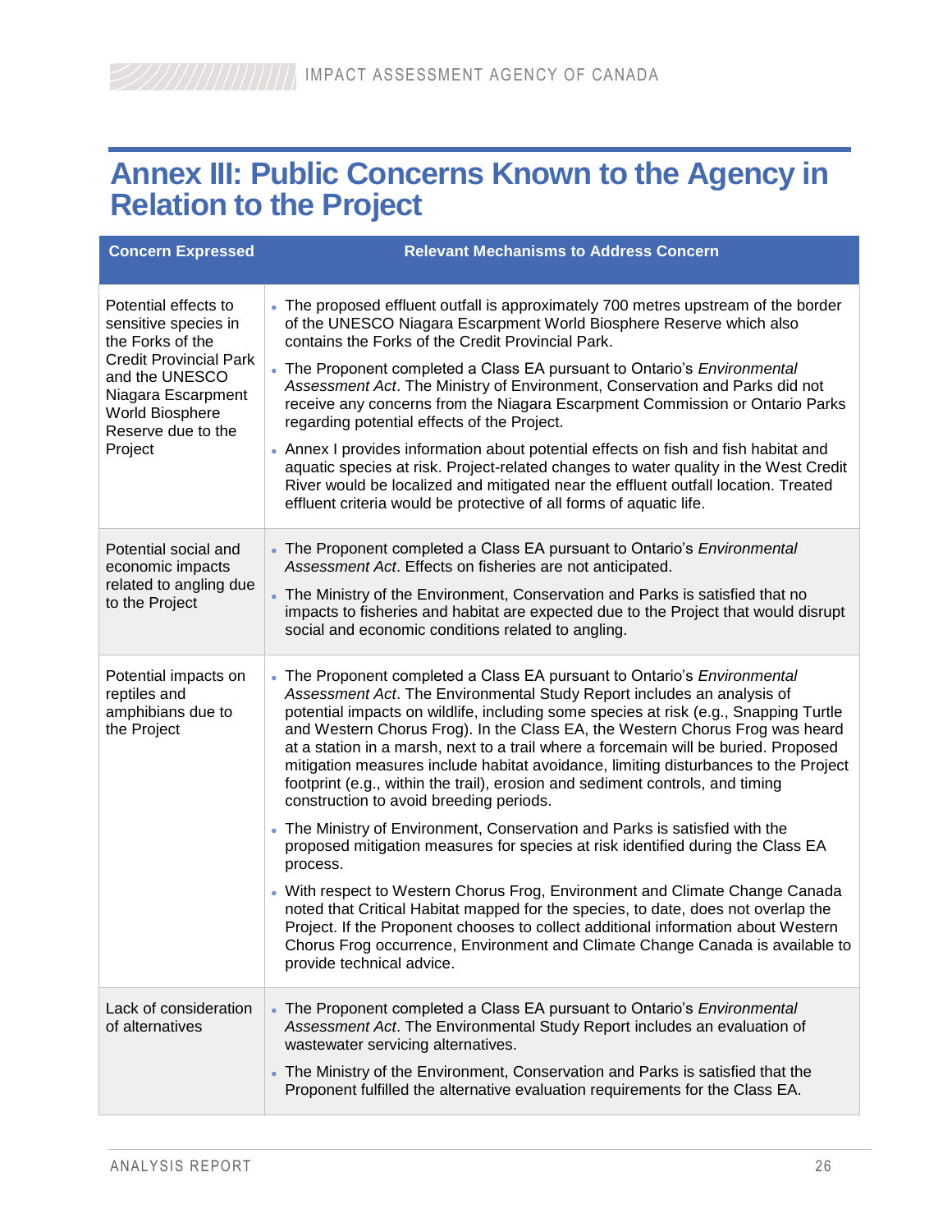# Annex III: Public Concerns Known to the Agency in Relation to the Project

| Concern Expressed | Relevant Mechanisms to Address Concern |
|---|---|
| Potential effects to sensitive species in the Forks of the Credit Provincial Park and the UNESCO Niagara Escarpment World Biosphere Reserve due to the Project | • The proposed effluent outfall is approximately 700 metres upstream of the border of the UNESCO Niagara Escarpment World Biosphere Reserve which also contains the Forks of the Credit Provincial Park.<br>• The Proponent completed a Class EA pursuant to Ontario's *Environmental Assessment Act*. The Ministry of Environment, Conservation and Parks did not receive any concerns from the Niagara Escarpment Commission or Ontario Parks regarding potential effects of the Project.<br>• Annex I provides information about potential effects on fish and fish habitat and aquatic species at risk. Project-related changes to water quality in the West Credit River would be localized and mitigated near the effluent outfall location. Treated effluent criteria would be protective of all forms of aquatic life. |
| Potential social and economic impacts related to angling due to the Project | • The Proponent completed a Class EA pursuant to Ontario's *Environmental Assessment Act*. Effects on fisheries are not anticipated.<br>• The Ministry of the Environment, Conservation and Parks is satisfied that no impacts to fisheries and habitat are expected due to the Project that would disrupt social and economic conditions related to angling. |
| Potential impacts on reptiles and amphibians due to the Project | • The Proponent completed a Class EA pursuant to Ontario's *Environmental Assessment Act*. The Environmental Study Report includes an analysis of potential impacts on wildlife, including some species at risk (e.g., Snapping Turtle and Western Chorus Frog). In the Class EA, the Western Chorus Frog was heard at a station in a marsh, next to a trail where a forcemain will be buried. Proposed mitigation measures include habitat avoidance, limiting disturbances to the Project footprint (e.g., within the trail), erosion and sediment controls, and timing construction to avoid breeding periods.<br>• The Ministry of Environment, Conservation and Parks is satisfied with the proposed mitigation measures for species at risk identified during the Class EA process.<br>• With respect to Western Chorus Frog, Environment and Climate Change Canada noted that Critical Habitat mapped for the species, to date, does not overlap the Project. If the Proponent chooses to collect additional information about Western Chorus Frog occurrence, Environment and Climate Change Canada is available to provide technical advice. |
| Lack of consideration of alternatives | • The Proponent completed a Class EA pursuant to Ontario's *Environmental Assessment Act*. The Environmental Study Report includes an evaluation of wastewater servicing alternatives.<br>• The Ministry of the Environment, Conservation and Parks is satisfied that the Proponent fulfilled the alternative evaluation requirements for the Class EA. |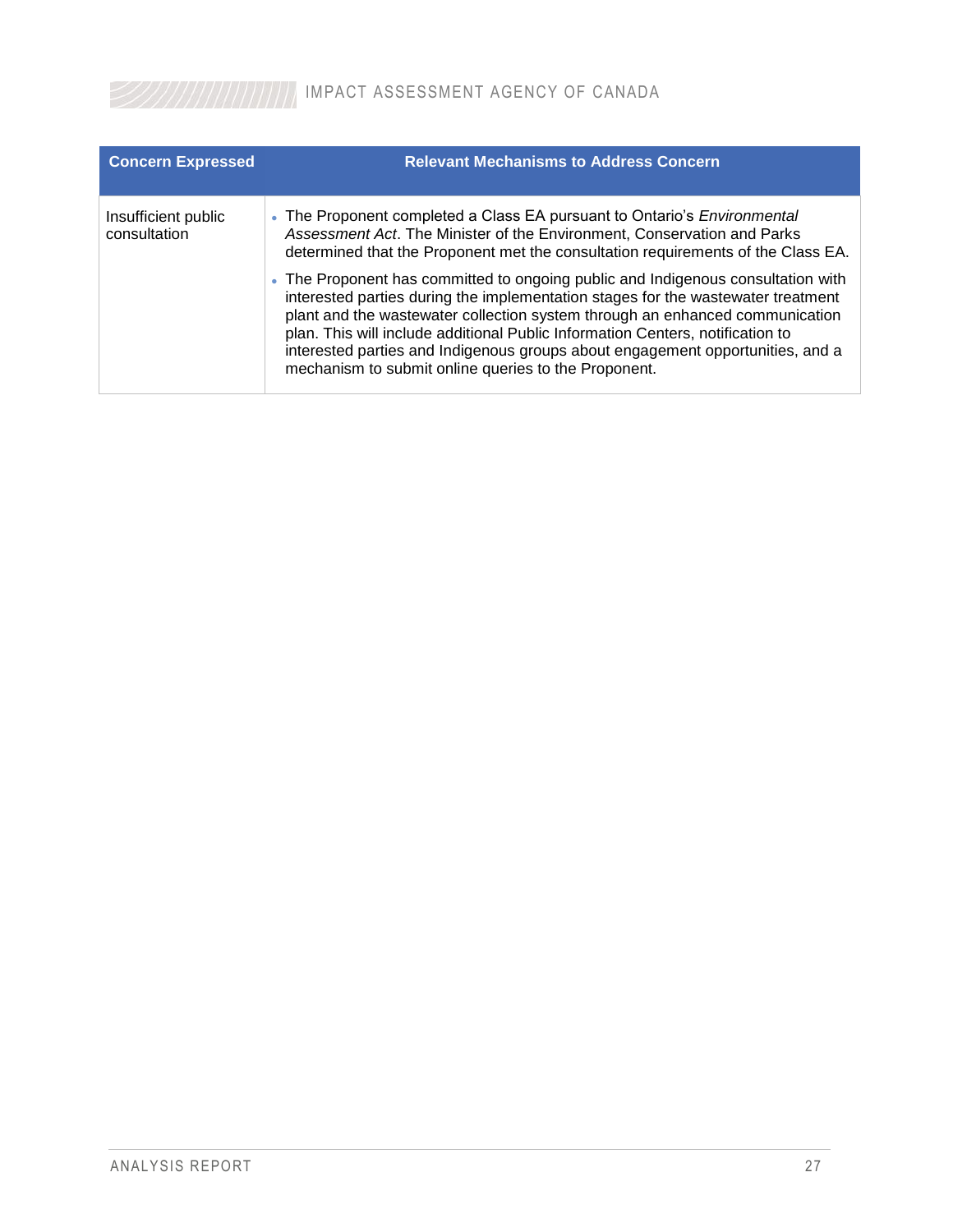| Concern Expressed | Relevant Mechanisms to Address Concern |
| --- | --- |
| Insufficient public consultation | • The Proponent completed a Class EA pursuant to Ontario's *Environmental Assessment Act*. The Minister of the Environment, Conservation and Parks determined that the Proponent met the consultation requirements of the Class EA.<br>• The Proponent has committed to ongoing public and Indigenous consultation with interested parties during the implementation stages for the wastewater treatment plant and the wastewater collection system through an enhanced communication plan. This will include additional Public Information Centers, notification to interested parties and Indigenous groups about engagement opportunities, and a mechanism to submit online queries to the Proponent. |